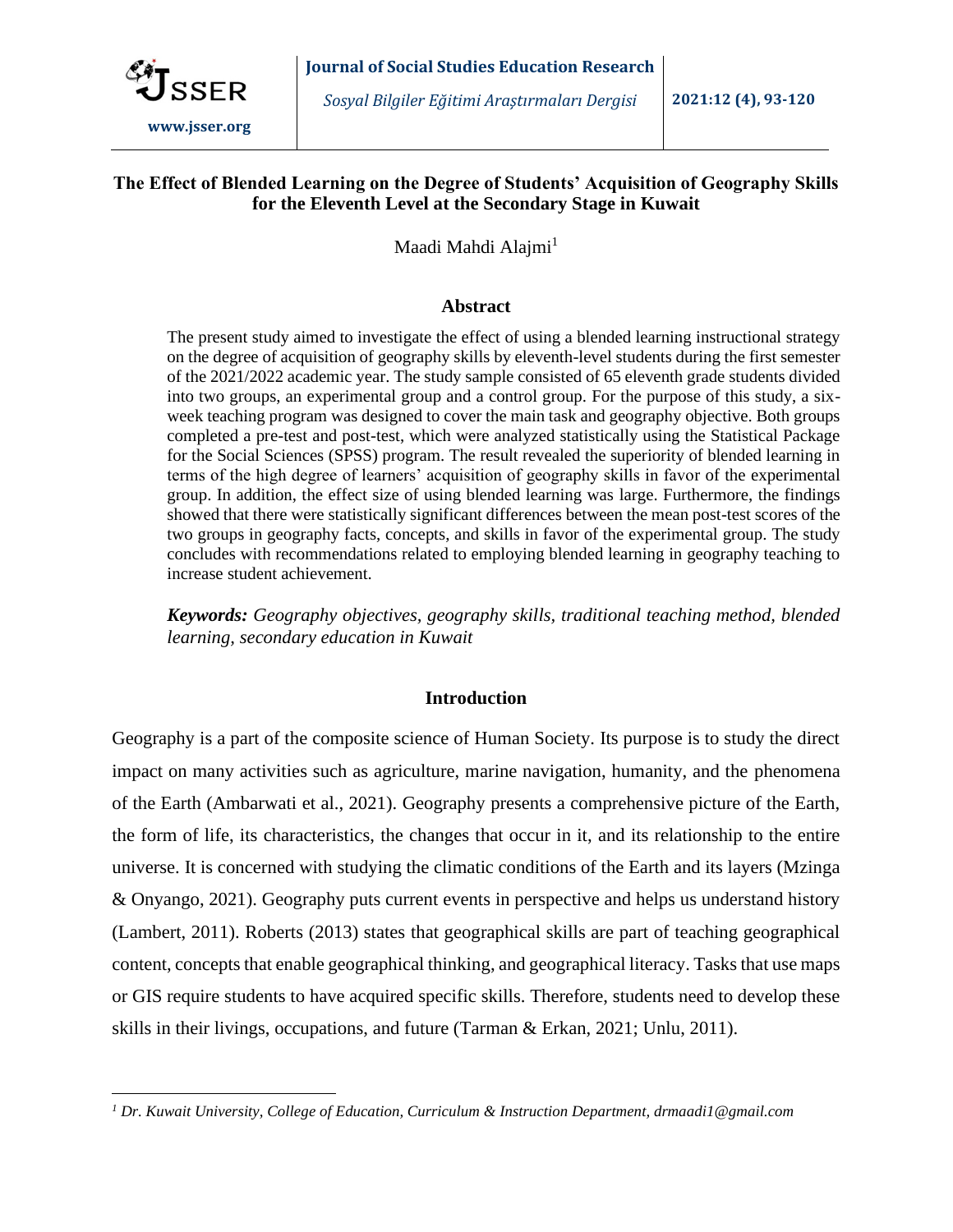# The Effect of Blended Learning on the Degree of Students' Acquisition of Geography Skills for the Eleventh Level at the Secondary Stage in Kuwait

Maadi Mahdi Alajmi[1]

## Abstract

The present study aimed to investigate the effect of using a blended learning instructional strategy on the degree of acquisition of geography skills by eleventh-level students during the first semester of the 2021/2022 academic year. The study sample consisted of 65 eleventh grade students divided into two groups, an experimental group and a control group. For the purpose of this study, a six-week teaching program was designed to cover the main task and geography objective. Both groups completed a pre-test and post-test, which were analyzed statistically using the Statistical Package for the Social Sciences (SPSS) program. The result revealed the superiority of blended learning in terms of the high degree of learners' acquisition of geography skills in favor of the experimental group. In addition, the effect size of using blended learning was large. Furthermore, the findings showed that there were statistically significant differences between the mean post-test scores of the two groups in geography facts, concepts, and skills in favor of the experimental group. The study concludes with recommendations related to employing blended learning in geography teaching to increase student achievement.

***Keywords:*** *Geography objectives, geography skills, traditional teaching method, blended learning, secondary education in Kuwait*

## Introduction

Geography is a part of the composite science of Human Society. Its purpose is to study the direct impact on many activities such as agriculture, marine navigation, humanity, and the phenomena of the Earth (Ambarwati et al., 2021). Geography presents a comprehensive picture of the Earth, the form of life, its characteristics, the changes that occur in it, and its relationship to the entire universe. It is concerned with studying the climatic conditions of the Earth and its layers (Mzinga & Onyango, 2021). Geography puts current events in perspective and helps us understand history (Lambert, 2011). Roberts (2013) states that geographical skills are part of teaching geographical content, concepts that enable geographical thinking, and geographical literacy. Tasks that use maps or GIS require students to have acquired specific skills. Therefore, students need to develop these skills in their livings, occupations, and future (Tarman & Erkan, 2021; Unlu, 2011).

---

[1] *Dr. Kuwait University, College of Education, Curriculum & Instruction Department, drmaadi1@gmail.com*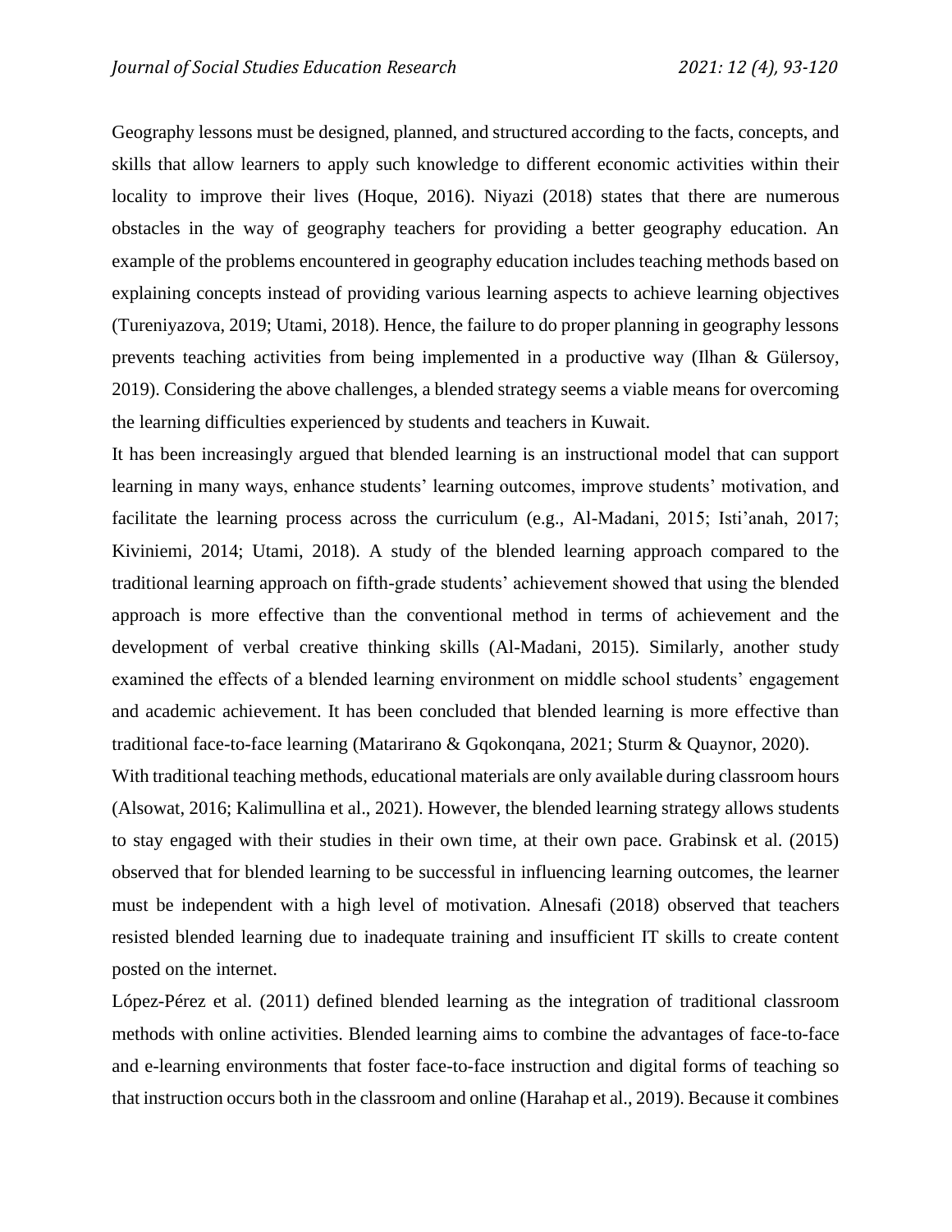Geography lessons must be designed, planned, and structured according to the facts, concepts, and skills that allow learners to apply such knowledge to different economic activities within their locality to improve their lives (Hoque, 2016). Niyazi (2018) states that there are numerous obstacles in the way of geography teachers for providing a better geography education. An example of the problems encountered in geography education includes teaching methods based on explaining concepts instead of providing various learning aspects to achieve learning objectives (Tureniyazova, 2019; Utami, 2018). Hence, the failure to do proper planning in geography lessons prevents teaching activities from being implemented in a productive way (Ilhan & Gülersoy, 2019). Considering the above challenges, a blended strategy seems a viable means for overcoming the learning difficulties experienced by students and teachers in Kuwait.

It has been increasingly argued that blended learning is an instructional model that can support learning in many ways, enhance students' learning outcomes, improve students' motivation, and facilitate the learning process across the curriculum (e.g., Al-Madani, 2015; Isti'anah, 2017; Kiviniemi, 2014; Utami, 2018). A study of the blended learning approach compared to the traditional learning approach on fifth-grade students' achievement showed that using the blended approach is more effective than the conventional method in terms of achievement and the development of verbal creative thinking skills (Al-Madani, 2015). Similarly, another study examined the effects of a blended learning environment on middle school students' engagement and academic achievement. It has been concluded that blended learning is more effective than traditional face-to-face learning (Matarirano & Gqokonqana, 2021; Sturm & Quaynor, 2020).

With traditional teaching methods, educational materials are only available during classroom hours (Alsowat, 2016; Kalimullina et al., 2021). However, the blended learning strategy allows students to stay engaged with their studies in their own time, at their own pace. Grabinsk et al. (2015) observed that for blended learning to be successful in influencing learning outcomes, the learner must be independent with a high level of motivation. Alnesafi (2018) observed that teachers resisted blended learning due to inadequate training and insufficient IT skills to create content posted on the internet.

López-Pérez et al. (2011) defined blended learning as the integration of traditional classroom methods with online activities. Blended learning aims to combine the advantages of face-to-face and e-learning environments that foster face-to-face instruction and digital forms of teaching so that instruction occurs both in the classroom and online (Harahap et al., 2019). Because it combines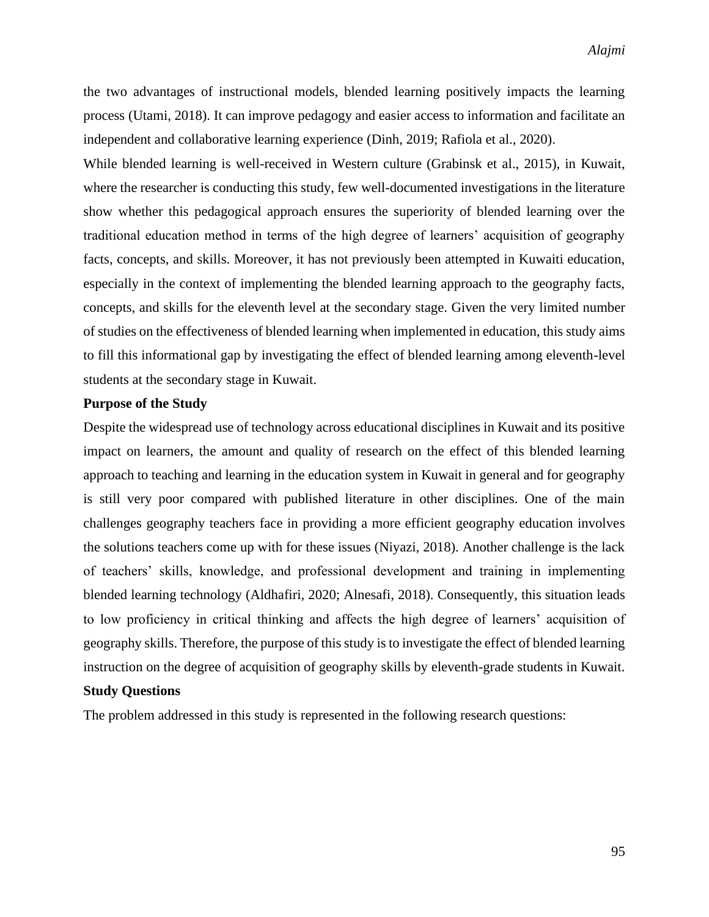the two advantages of instructional models, blended learning positively impacts the learning process (Utami, 2018). It can improve pedagogy and easier access to information and facilitate an independent and collaborative learning experience (Dinh, 2019; Rafiola et al., 2020).

While blended learning is well-received in Western culture (Grabinsk et al., 2015), in Kuwait, where the researcher is conducting this study, few well-documented investigations in the literature show whether this pedagogical approach ensures the superiority of blended learning over the traditional education method in terms of the high degree of learners' acquisition of geography facts, concepts, and skills. Moreover, it has not previously been attempted in Kuwaiti education, especially in the context of implementing the blended learning approach to the geography facts, concepts, and skills for the eleventh level at the secondary stage. Given the very limited number of studies on the effectiveness of blended learning when implemented in education, this study aims to fill this informational gap by investigating the effect of blended learning among eleventh-level students at the secondary stage in Kuwait.

**Purpose of the Study**

Despite the widespread use of technology across educational disciplines in Kuwait and its positive impact on learners, the amount and quality of research on the effect of this blended learning approach to teaching and learning in the education system in Kuwait in general and for geography is still very poor compared with published literature in other disciplines. One of the main challenges geography teachers face in providing a more efficient geography education involves the solutions teachers come up with for these issues (Niyazi, 2018). Another challenge is the lack of teachers' skills, knowledge, and professional development and training in implementing blended learning technology (Aldhafiri, 2020; Alnesafi, 2018). Consequently, this situation leads to low proficiency in critical thinking and affects the high degree of learners' acquisition of geography skills. Therefore, the purpose of this study is to investigate the effect of blended learning instruction on the degree of acquisition of geography skills by eleventh-grade students in Kuwait.

**Study Questions**

The problem addressed in this study is represented in the following research questions: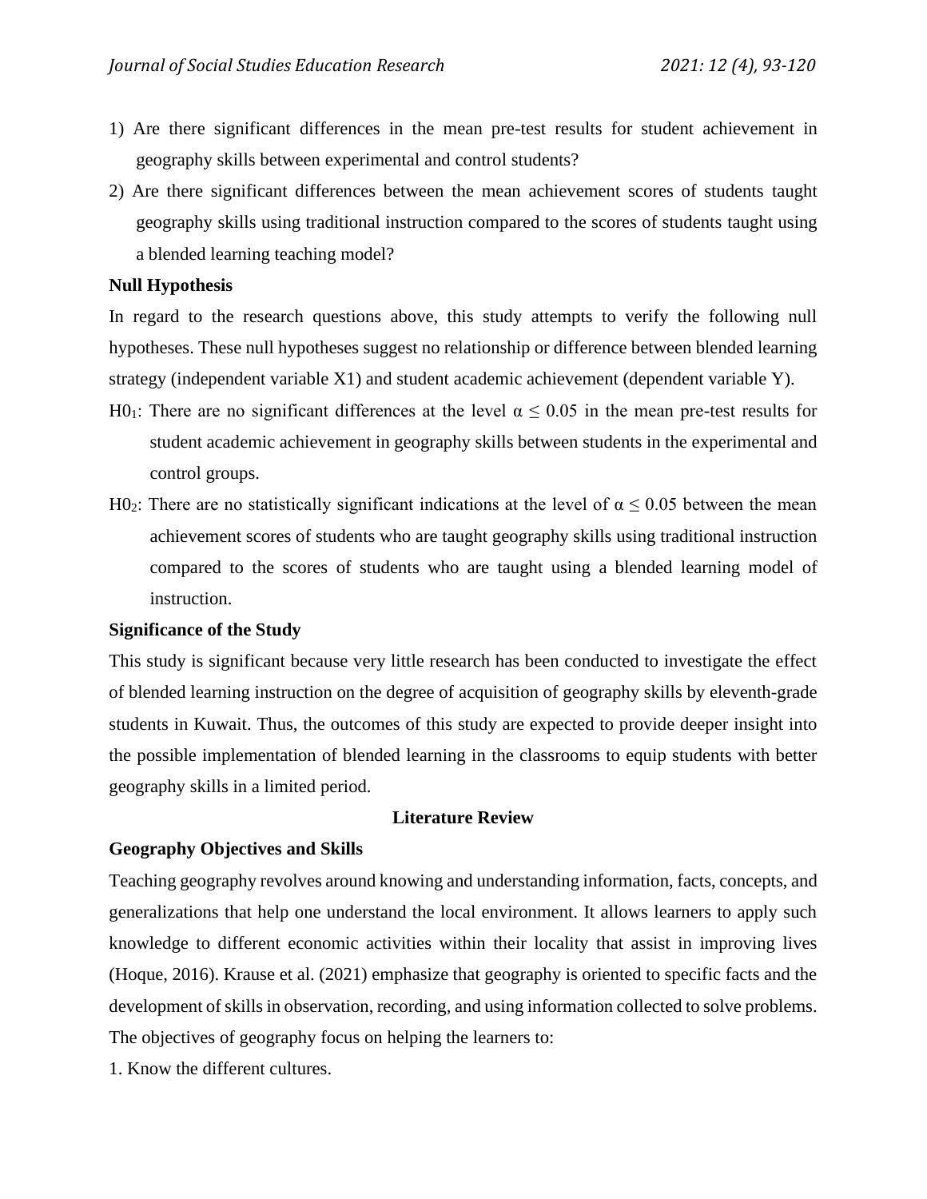1) Are there significant differences in the mean pre-test results for student achievement in geography skills between experimental and control students?
2) Are there significant differences between the mean achievement scores of students taught geography skills using traditional instruction compared to the scores of students taught using a blended learning teaching model?

**Null Hypothesis**

In regard to the research questions above, this study attempts to verify the following null hypotheses. These null hypotheses suggest no relationship or difference between blended learning strategy (independent variable X1) and student academic achievement (dependent variable Y).

$H0_1$: There are no significant differences at the level $\alpha \leq 0.05$ in the mean pre-test results for student academic achievement in geography skills between students in the experimental and control groups.

$H0_2$: There are no statistically significant indications at the level of $\alpha \leq 0.05$ between the mean achievement scores of students who are taught geography skills using traditional instruction compared to the scores of students who are taught using a blended learning model of instruction.

**Significance of the Study**

This study is significant because very little research has been conducted to investigate the effect of blended learning instruction on the degree of acquisition of geography skills by eleventh-grade students in Kuwait. Thus, the outcomes of this study are expected to provide deeper insight into the possible implementation of blended learning in the classrooms to equip students with better geography skills in a limited period.

## Literature Review

**Geography Objectives and Skills**

Teaching geography revolves around knowing and understanding information, facts, concepts, and generalizations that help one understand the local environment. It allows learners to apply such knowledge to different economic activities within their locality that assist in improving lives (Hoque, 2016). Krause et al. (2021) emphasize that geography is oriented to specific facts and the development of skills in observation, recording, and using information collected to solve problems. The objectives of geography focus on helping the learners to:

1. Know the different cultures.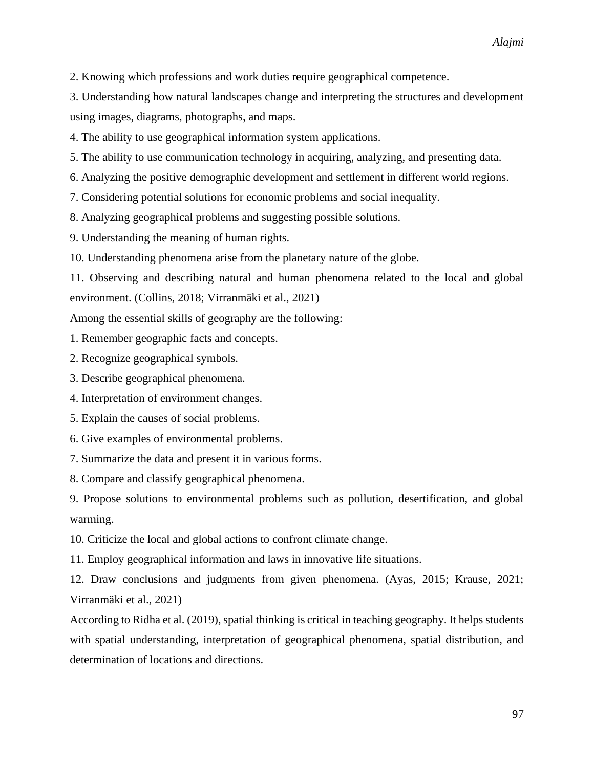2. Knowing which professions and work duties require geographical competence.

3. Understanding how natural landscapes change and interpreting the structures and development using images, diagrams, photographs, and maps.

4. The ability to use geographical information system applications.

5. The ability to use communication technology in acquiring, analyzing, and presenting data.

6. Analyzing the positive demographic development and settlement in different world regions.

7. Considering potential solutions for economic problems and social inequality.

8. Analyzing geographical problems and suggesting possible solutions.

9. Understanding the meaning of human rights.

10. Understanding phenomena arise from the planetary nature of the globe.

11. Observing and describing natural and human phenomena related to the local and global environment. (Collins, 2018; Virranmäki et al., 2021)

Among the essential skills of geography are the following:

1. Remember geographic facts and concepts.

2. Recognize geographical symbols.

3. Describe geographical phenomena.

4. Interpretation of environment changes.

5. Explain the causes of social problems.

6. Give examples of environmental problems.

7. Summarize the data and present it in various forms.

8. Compare and classify geographical phenomena.

9. Propose solutions to environmental problems such as pollution, desertification, and global warming.

10. Criticize the local and global actions to confront climate change.

11. Employ geographical information and laws in innovative life situations.

12. Draw conclusions and judgments from given phenomena. (Ayas, 2015; Krause, 2021; Virranmäki et al., 2021)

According to Ridha et al. (2019), spatial thinking is critical in teaching geography. It helps students with spatial understanding, interpretation of geographical phenomena, spatial distribution, and determination of locations and directions.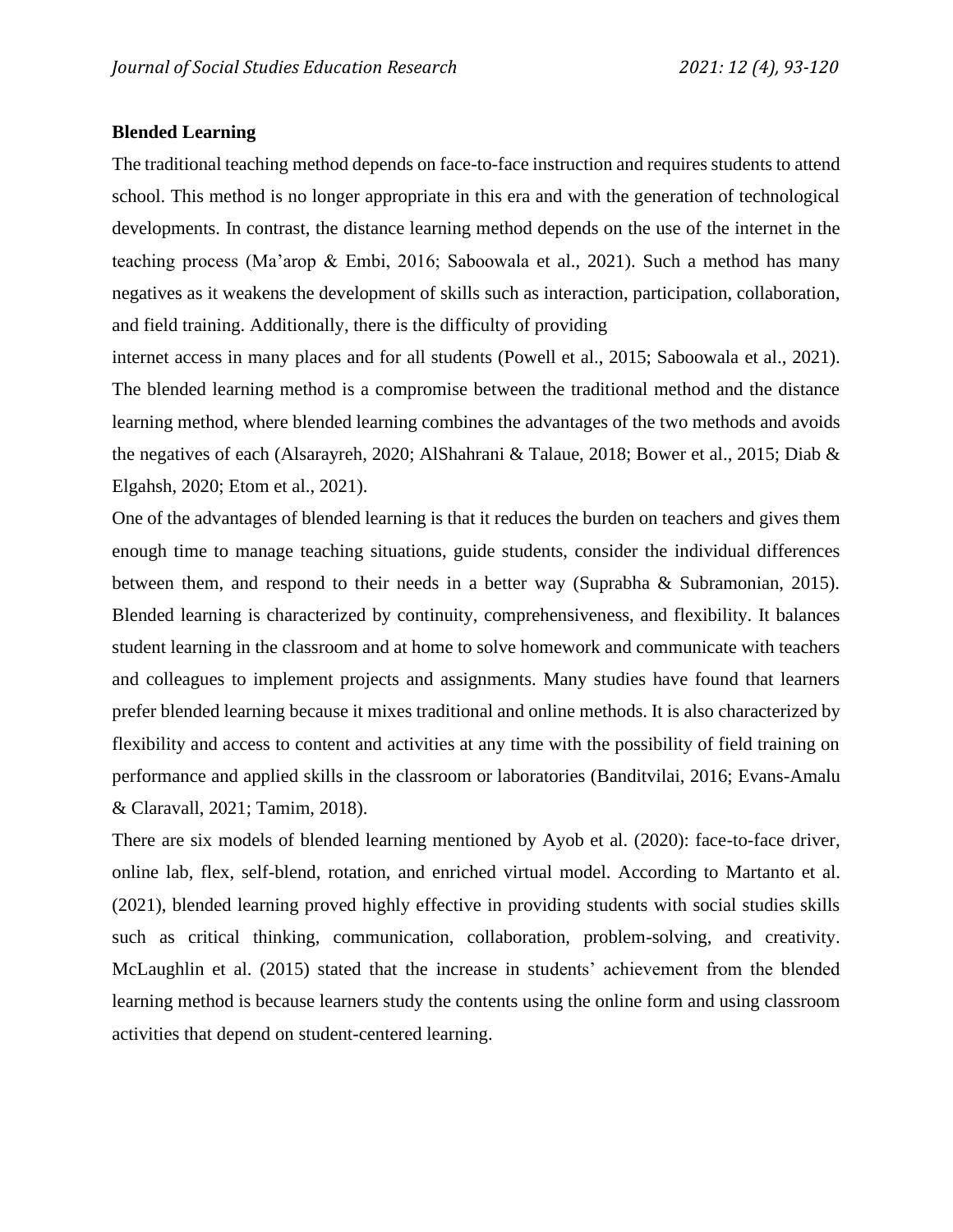## Blended Learning

The traditional teaching method depends on face-to-face instruction and requires students to attend school. This method is no longer appropriate in this era and with the generation of technological developments. In contrast, the distance learning method depends on the use of the internet in the teaching process (Ma'arop & Embi, 2016; Saboowala et al., 2021). Such a method has many negatives as it weakens the development of skills such as interaction, participation, collaboration, and field training. Additionally, there is the difficulty of providing internet access in many places and for all students (Powell et al., 2015; Saboowala et al., 2021). The blended learning method is a compromise between the traditional method and the distance learning method, where blended learning combines the advantages of the two methods and avoids the negatives of each (Alsarayreh, 2020; AlShahrani & Talaue, 2018; Bower et al., 2015; Diab & Elgahsh, 2020; Etom et al., 2021).

One of the advantages of blended learning is that it reduces the burden on teachers and gives them enough time to manage teaching situations, guide students, consider the individual differences between them, and respond to their needs in a better way (Suprabha & Subramonian, 2015). Blended learning is characterized by continuity, comprehensiveness, and flexibility. It balances student learning in the classroom and at home to solve homework and communicate with teachers and colleagues to implement projects and assignments. Many studies have found that learners prefer blended learning because it mixes traditional and online methods. It is also characterized by flexibility and access to content and activities at any time with the possibility of field training on performance and applied skills in the classroom or laboratories (Banditvilai, 2016; Evans-Amalu & Claravall, 2021; Tamim, 2018).

There are six models of blended learning mentioned by Ayob et al. (2020): face-to-face driver, online lab, flex, self-blend, rotation, and enriched virtual model. According to Martanto et al. (2021), blended learning proved highly effective in providing students with social studies skills such as critical thinking, communication, collaboration, problem-solving, and creativity. McLaughlin et al. (2015) stated that the increase in students' achievement from the blended learning method is because learners study the contents using the online form and using classroom activities that depend on student-centered learning.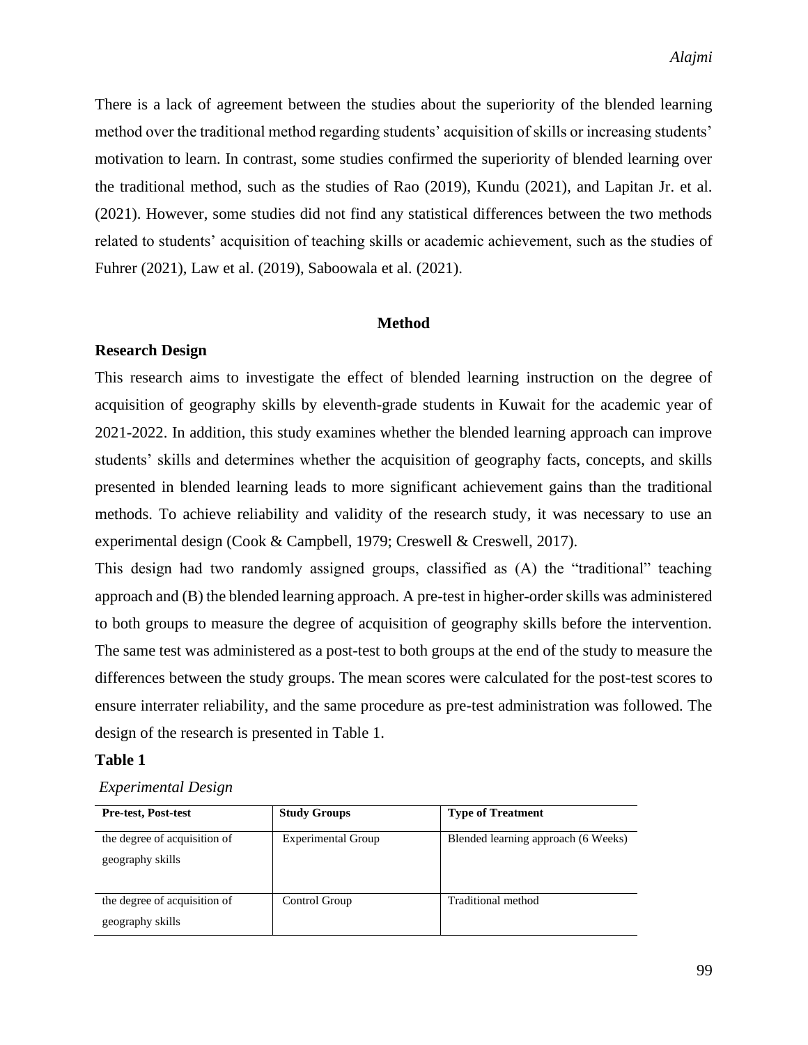There is a lack of agreement between the studies about the superiority of the blended learning method over the traditional method regarding students' acquisition of skills or increasing students' motivation to learn. In contrast, some studies confirmed the superiority of blended learning over the traditional method, such as the studies of Rao (2019), Kundu (2021), and Lapitan Jr. et al. (2021). However, some studies did not find any statistical differences between the two methods related to students' acquisition of teaching skills or academic achievement, such as the studies of Fuhrer (2021), Law et al. (2019), Saboowala et al. (2021).

## Method

### Research Design

This research aims to investigate the effect of blended learning instruction on the degree of acquisition of geography skills by eleventh-grade students in Kuwait for the academic year of 2021-2022. In addition, this study examines whether the blended learning approach can improve students' skills and determines whether the acquisition of geography facts, concepts, and skills presented in blended learning leads to more significant achievement gains than the traditional methods. To achieve reliability and validity of the research study, it was necessary to use an experimental design (Cook & Campbell, 1979; Creswell & Creswell, 2017).

This design had two randomly assigned groups, classified as (A) the "traditional" teaching approach and (B) the blended learning approach. A pre-test in higher-order skills was administered to both groups to measure the degree of acquisition of geography skills before the intervention. The same test was administered as a post-test to both groups at the end of the study to measure the differences between the study groups. The mean scores were calculated for the post-test scores to ensure interrater reliability, and the same procedure as pre-test administration was followed. The design of the research is presented in Table 1.

**Table 1**

*Experimental Design*

| Pre-test, Post-test | Study Groups | Type of Treatment |
|---|---|---|
| the degree of acquisition of geography skills | Experimental Group | Blended learning approach (6 Weeks) |
| the degree of acquisition of geography skills | Control Group | Traditional method |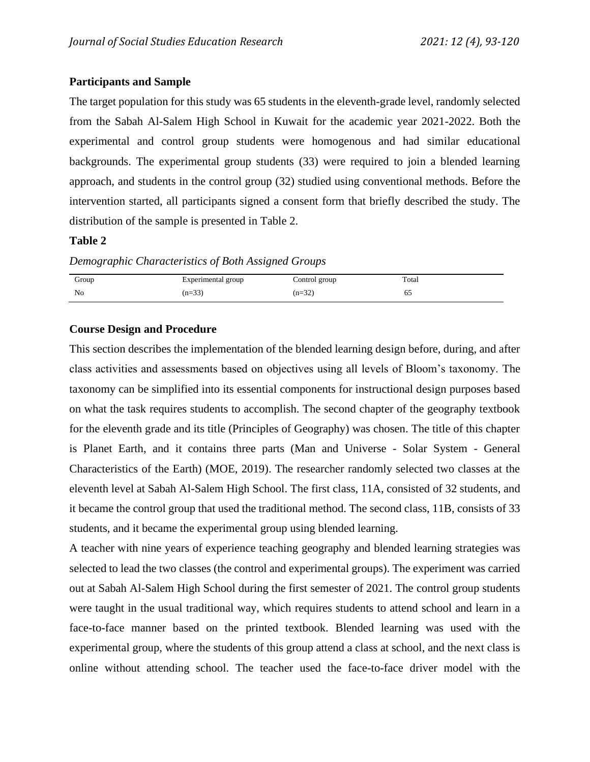**Participants and Sample**

The target population for this study was 65 students in the eleventh-grade level, randomly selected from the Sabah Al-Salem High School in Kuwait for the academic year 2021-2022. Both the experimental and control group students were homogenous and had similar educational backgrounds. The experimental group students (33) were required to join a blended learning approach, and students in the control group (32) studied using conventional methods. Before the intervention started, all participants signed a consent form that briefly described the study. The distribution of the sample is presented in Table 2.

**Table 2**

*Demographic Characteristics of Both Assigned Groups*

| Group | Experimental group | Control group | Total |
|---|---|---|---|
| No | (n=33) | (n=32) | 65 |

**Course Design and Procedure**

This section describes the implementation of the blended learning design before, during, and after class activities and assessments based on objectives using all levels of Bloom's taxonomy. The taxonomy can be simplified into its essential components for instructional design purposes based on what the task requires students to accomplish. The second chapter of the geography textbook for the eleventh grade and its title (Principles of Geography) was chosen. The title of this chapter is Planet Earth, and it contains three parts (Man and Universe - Solar System - General Characteristics of the Earth) (MOE, 2019). The researcher randomly selected two classes at the eleventh level at Sabah Al-Salem High School. The first class, 11A, consisted of 32 students, and it became the control group that used the traditional method. The second class, 11B, consists of 33 students, and it became the experimental group using blended learning.

A teacher with nine years of experience teaching geography and blended learning strategies was selected to lead the two classes (the control and experimental groups). The experiment was carried out at Sabah Al-Salem High School during the first semester of 2021. The control group students were taught in the usual traditional way, which requires students to attend school and learn in a face-to-face manner based on the printed textbook. Blended learning was used with the experimental group, where the students of this group attend a class at school, and the next class is online without attending school. The teacher used the face-to-face driver model with the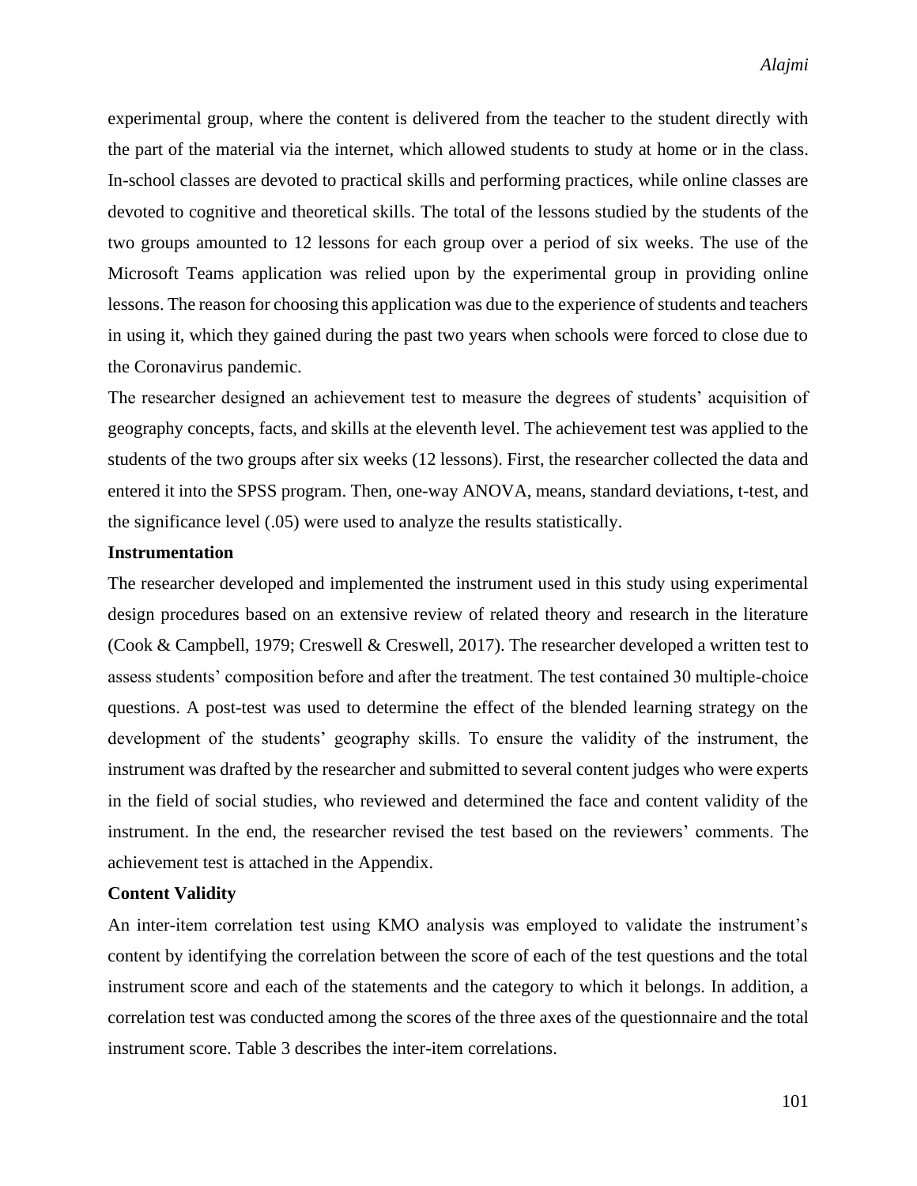experimental group, where the content is delivered from the teacher to the student directly with the part of the material via the internet, which allowed students to study at home or in the class. In-school classes are devoted to practical skills and performing practices, while online classes are devoted to cognitive and theoretical skills. The total of the lessons studied by the students of the two groups amounted to 12 lessons for each group over a period of six weeks. The use of the Microsoft Teams application was relied upon by the experimental group in providing online lessons. The reason for choosing this application was due to the experience of students and teachers in using it, which they gained during the past two years when schools were forced to close due to the Coronavirus pandemic.

The researcher designed an achievement test to measure the degrees of students' acquisition of geography concepts, facts, and skills at the eleventh level. The achievement test was applied to the students of the two groups after six weeks (12 lessons). First, the researcher collected the data and entered it into the SPSS program. Then, one-way ANOVA, means, standard deviations, t-test, and the significance level (.05) were used to analyze the results statistically.

**Instrumentation**

The researcher developed and implemented the instrument used in this study using experimental design procedures based on an extensive review of related theory and research in the literature (Cook & Campbell, 1979; Creswell & Creswell, 2017). The researcher developed a written test to assess students' composition before and after the treatment. The test contained 30 multiple-choice questions. A post-test was used to determine the effect of the blended learning strategy on the development of the students' geography skills. To ensure the validity of the instrument, the instrument was drafted by the researcher and submitted to several content judges who were experts in the field of social studies, who reviewed and determined the face and content validity of the instrument. In the end, the researcher revised the test based on the reviewers' comments. The achievement test is attached in the Appendix.

**Content Validity**

An inter-item correlation test using KMO analysis was employed to validate the instrument's content by identifying the correlation between the score of each of the test questions and the total instrument score and each of the statements and the category to which it belongs. In addition, a correlation test was conducted among the scores of the three axes of the questionnaire and the total instrument score. Table 3 describes the inter-item correlations.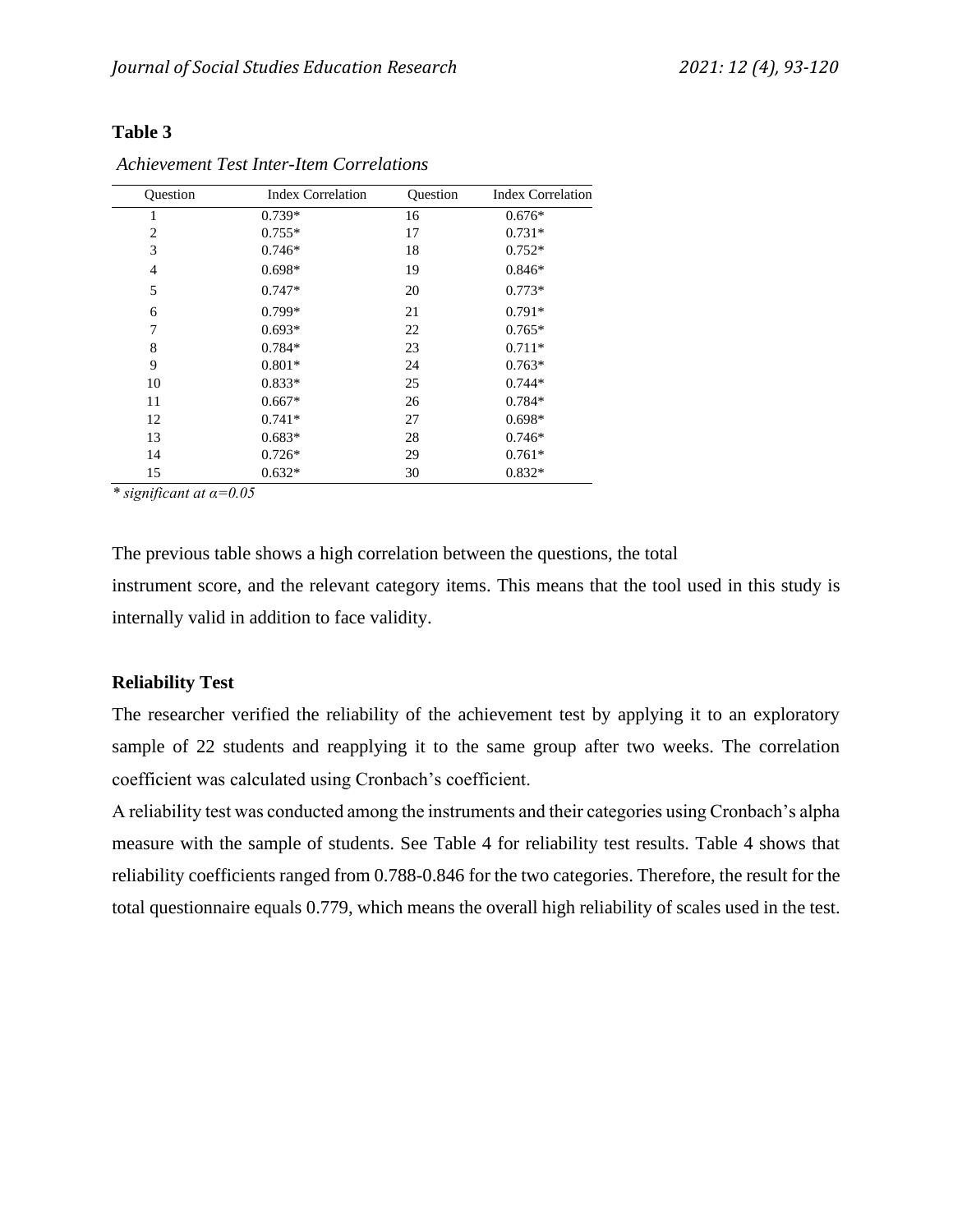**Table 3**

*Achievement Test Inter-Item Correlations*

| Question | Index Correlation | Question | Index Correlation |
|---|---|---|---|
| 1 | 0.739* | 16 | 0.676* |
| 2 | 0.755* | 17 | 0.731* |
| 3 | 0.746* | 18 | 0.752* |
| 4 | 0.698* | 19 | 0.846* |
| 5 | 0.747* | 20 | 0.773* |
| 6 | 0.799* | 21 | 0.791* |
| 7 | 0.693* | 22 | 0.765* |
| 8 | 0.784* | 23 | 0.711* |
| 9 | 0.801* | 24 | 0.763* |
| 10 | 0.833* | 25 | 0.744* |
| 11 | 0.667* | 26 | 0.784* |
| 12 | 0.741* | 27 | 0.698* |
| 13 | 0.683* | 28 | 0.746* |
| 14 | 0.726* | 29 | 0.761* |
| 15 | 0.632* | 30 | 0.832* |

*\* significant at $\alpha=0.05$*

The previous table shows a high correlation between the questions, the total instrument score, and the relevant category items. This means that the tool used in this study is internally valid in addition to face validity.

**Reliability Test**

The researcher verified the reliability of the achievement test by applying it to an exploratory sample of 22 students and reapplying it to the same group after two weeks. The correlation coefficient was calculated using Cronbach's coefficient.

A reliability test was conducted among the instruments and their categories using Cronbach's alpha measure with the sample of students. See Table 4 for reliability test results. Table 4 shows that reliability coefficients ranged from 0.788-0.846 for the two categories. Therefore, the result for the total questionnaire equals 0.779, which means the overall high reliability of scales used in the test.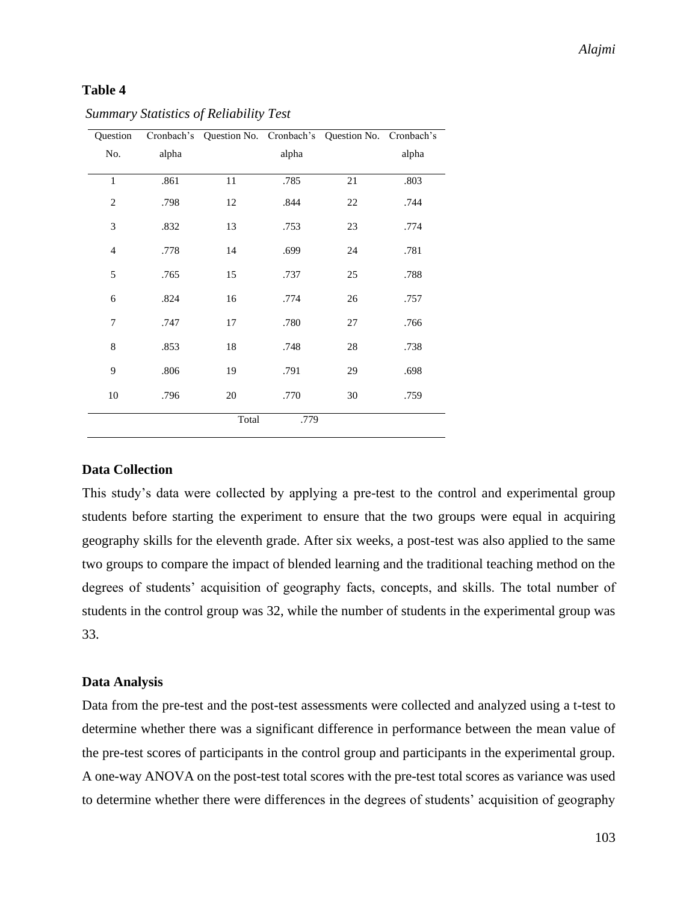**Table 4**

*Summary Statistics of Reliability Test*

| Question No. | Cronbach's alpha | Question No. | Cronbach's alpha | Question No. | Cronbach's alpha |
|---|---|---|---|---|---|
| 1 | .861 | 11 | .785 | 21 | .803 |
| 2 | .798 | 12 | .844 | 22 | .744 |
| 3 | .832 | 13 | .753 | 23 | .774 |
| 4 | .778 | 14 | .699 | 24 | .781 |
| 5 | .765 | 15 | .737 | 25 | .788 |
| 6 | .824 | 16 | .774 | 26 | .757 |
| 7 | .747 | 17 | .780 | 27 | .766 |
| 8 | .853 | 18 | .748 | 28 | .738 |
| 9 | .806 | 19 | .791 | 29 | .698 |
| 10 | .796 | 20 | .770 | 30 | .759 |
| | | Total | .779 | | |

### Data Collection

This study's data were collected by applying a pre-test to the control and experimental group students before starting the experiment to ensure that the two groups were equal in acquiring geography skills for the eleventh grade. After six weeks, a post-test was also applied to the same two groups to compare the impact of blended learning and the traditional teaching method on the degrees of students' acquisition of geography facts, concepts, and skills. The total number of students in the control group was 32, while the number of students in the experimental group was 33.

### Data Analysis

Data from the pre-test and the post-test assessments were collected and analyzed using a t-test to determine whether there was a significant difference in performance between the mean value of the pre-test scores of participants in the control group and participants in the experimental group. A one-way ANOVA on the post-test total scores with the pre-test total scores as variance was used to determine whether there were differences in the degrees of students' acquisition of geography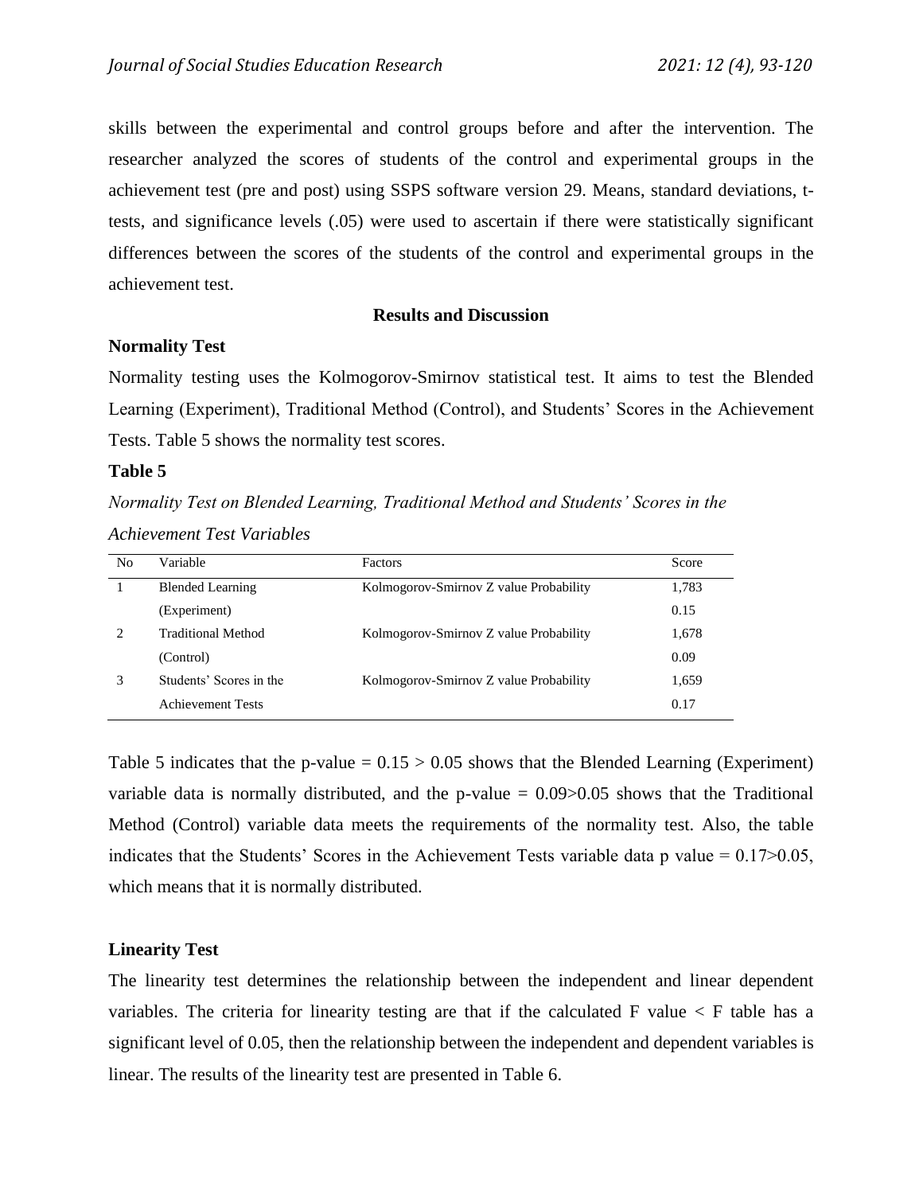skills between the experimental and control groups before and after the intervention. The researcher analyzed the scores of students of the control and experimental groups in the achievement test (pre and post) using SSPS software version 29. Means, standard deviations, t-tests, and significance levels (.05) were used to ascertain if there were statistically significant differences between the scores of the students of the control and experimental groups in the achievement test.

## Results and Discussion

### Normality Test

Normality testing uses the Kolmogorov-Smirnov statistical test. It aims to test the Blended Learning (Experiment), Traditional Method (Control), and Students' Scores in the Achievement Tests. Table 5 shows the normality test scores.

**Table 5**

*Normality Test on Blended Learning, Traditional Method and Students' Scores in the Achievement Test Variables*

| No | Variable | Factors | Score |
|---|---|---|---|
| 1 | Blended Learning (Experiment) | Kolmogorov-Smirnov Z value Probability | 1,783<br>0.15 |
| 2 | Traditional Method (Control) | Kolmogorov-Smirnov Z value Probability | 1,678<br>0.09 |
| 3 | Students' Scores in the Achievement Tests | Kolmogorov-Smirnov Z value Probability | 1,659<br>0.17 |

Table 5 indicates that the p-value = 0.15 > 0.05 shows that the Blended Learning (Experiment) variable data is normally distributed, and the p-value = 0.09>0.05 shows that the Traditional Method (Control) variable data meets the requirements of the normality test. Also, the table indicates that the Students' Scores in the Achievement Tests variable data p value = 0.17>0.05, which means that it is normally distributed.

### Linearity Test

The linearity test determines the relationship between the independent and linear dependent variables. The criteria for linearity testing are that if the calculated F value < F table has a significant level of 0.05, then the relationship between the independent and dependent variables is linear. The results of the linearity test are presented in Table 6.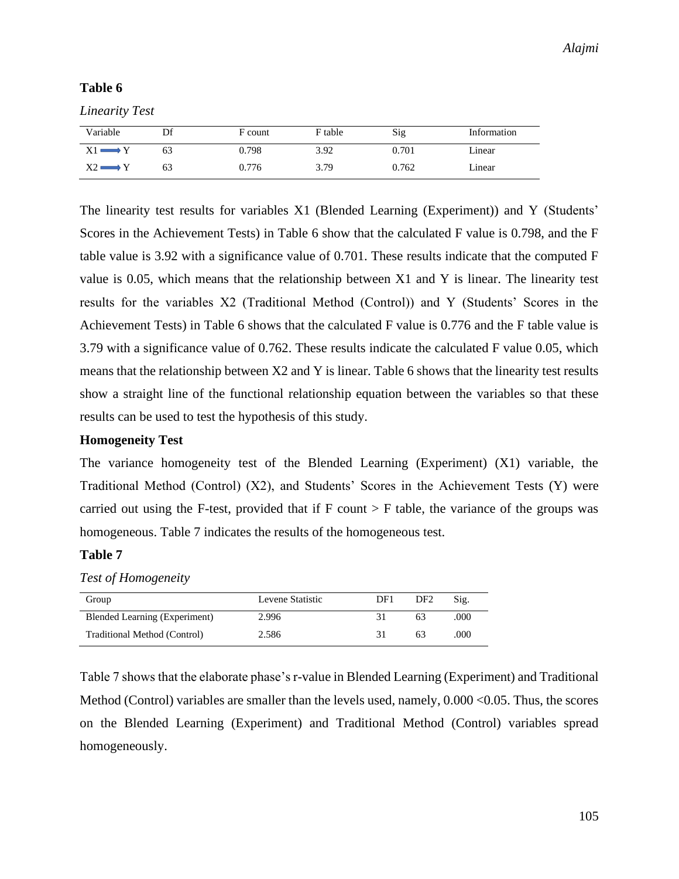**Table 6**

*Linearity Test*

| Variable | Df | F count | F table | Sig | Information |
|---|---|---|---|---|---|
| X1 ⟶ Y | 63 | 0.798 | 3.92 | 0.701 | Linear |
| X2 ⟶ Y | 63 | 0.776 | 3.79 | 0.762 | Linear |

The linearity test results for variables X1 (Blended Learning (Experiment)) and Y (Students' Scores in the Achievement Tests) in Table 6 show that the calculated F value is 0.798, and the F table value is 3.92 with a significance value of 0.701. These results indicate that the computed F value is 0.05, which means that the relationship between X1 and Y is linear. The linearity test results for the variables X2 (Traditional Method (Control)) and Y (Students' Scores in the Achievement Tests) in Table 6 shows that the calculated F value is 0.776 and the F table value is 3.79 with a significance value of 0.762. These results indicate the calculated F value 0.05, which means that the relationship between X2 and Y is linear. Table 6 shows that the linearity test results show a straight line of the functional relationship equation between the variables so that these results can be used to test the hypothesis of this study.

**Homogeneity Test**

The variance homogeneity test of the Blended Learning (Experiment) (X1) variable, the Traditional Method (Control) (X2), and Students' Scores in the Achievement Tests (Y) were carried out using the F-test, provided that if F count > F table, the variance of the groups was homogeneous. Table 7 indicates the results of the homogeneous test.

**Table 7**

*Test of Homogeneity*

| Group | Levene Statistic | DF1 | DF2 | Sig. |
|---|---|---|---|---|
| Blended Learning (Experiment) | 2.996 | 31 | 63 | .000 |
| Traditional Method (Control) | 2.586 | 31 | 63 | .000 |

Table 7 shows that the elaborate phase's r-value in Blended Learning (Experiment) and Traditional Method (Control) variables are smaller than the levels used, namely, 0.000 <0.05. Thus, the scores on the Blended Learning (Experiment) and Traditional Method (Control) variables spread homogeneously.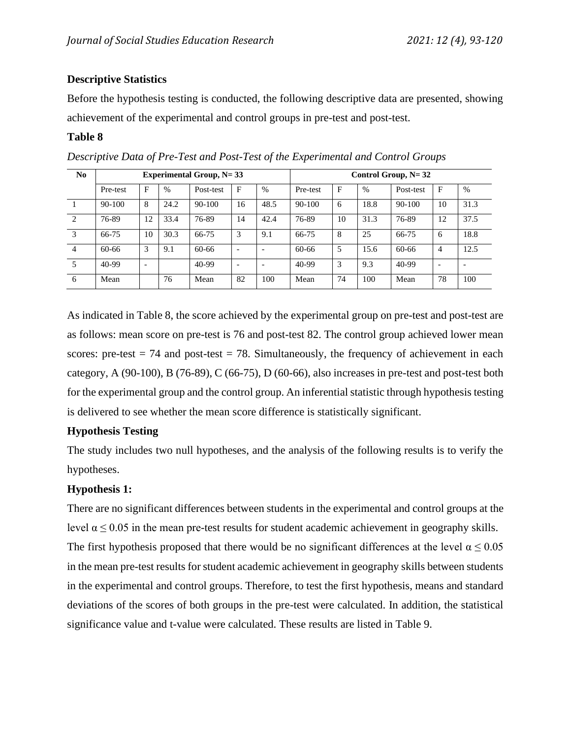### Descriptive Statistics

Before the hypothesis testing is conducted, the following descriptive data are presented, showing achievement of the experimental and control groups in pre-test and post-test.

**Table 8**

*Descriptive Data of Pre-Test and Post-Test of the Experimental and Control Groups*

| No | Experimental Group, N= 33 | | | | | | Control Group, N= 32 | | | | | |
|---|---|---|---|---|---|---|---|---|---|---|---|---|
| | Pre-test | F | % | Post-test | F | % | Pre-test | F | % | Post-test | F | % |
| 1 | 90-100 | 8 | 24.2 | 90-100 | 16 | 48.5 | 90-100 | 6 | 18.8 | 90-100 | 10 | 31.3 |
| 2 | 76-89 | 12 | 33.4 | 76-89 | 14 | 42.4 | 76-89 | 10 | 31.3 | 76-89 | 12 | 37.5 |
| 3 | 66-75 | 10 | 30.3 | 66-75 | 3 | 9.1 | 66-75 | 8 | 25 | 66-75 | 6 | 18.8 |
| 4 | 60-66 | 3 | 9.1 | 60-66 | - | - | 60-66 | 5 | 15.6 | 60-66 | 4 | 12.5 |
| 5 | 40-99 | - | | 40-99 | - | - | 40-99 | 3 | 9.3 | 40-99 | - | - |
| 6 | Mean | | 76 | Mean | 82 | 100 | Mean | 74 | 100 | Mean | 78 | 100 |

As indicated in Table 8, the score achieved by the experimental group on pre-test and post-test are as follows: mean score on pre-test is 76 and post-test 82. The control group achieved lower mean scores: pre-test = 74 and post-test = 78. Simultaneously, the frequency of achievement in each category, A (90-100), B (76-89), C (66-75), D (60-66), also increases in pre-test and post-test both for the experimental group and the control group. An inferential statistic through hypothesis testing is delivered to see whether the mean score difference is statistically significant.

### Hypothesis Testing

The study includes two null hypotheses, and the analysis of the following results is to verify the hypotheses.

### Hypothesis 1:

There are no significant differences between students in the experimental and control groups at the level $\alpha \leq 0.05$ in the mean pre-test results for student academic achievement in geography skills.

The first hypothesis proposed that there would be no significant differences at the level $\alpha \leq 0.05$ in the mean pre-test results for student academic achievement in geography skills between students in the experimental and control groups. Therefore, to test the first hypothesis, means and standard deviations of the scores of both groups in the pre-test were calculated. In addition, the statistical significance value and t-value were calculated. These results are listed in Table 9.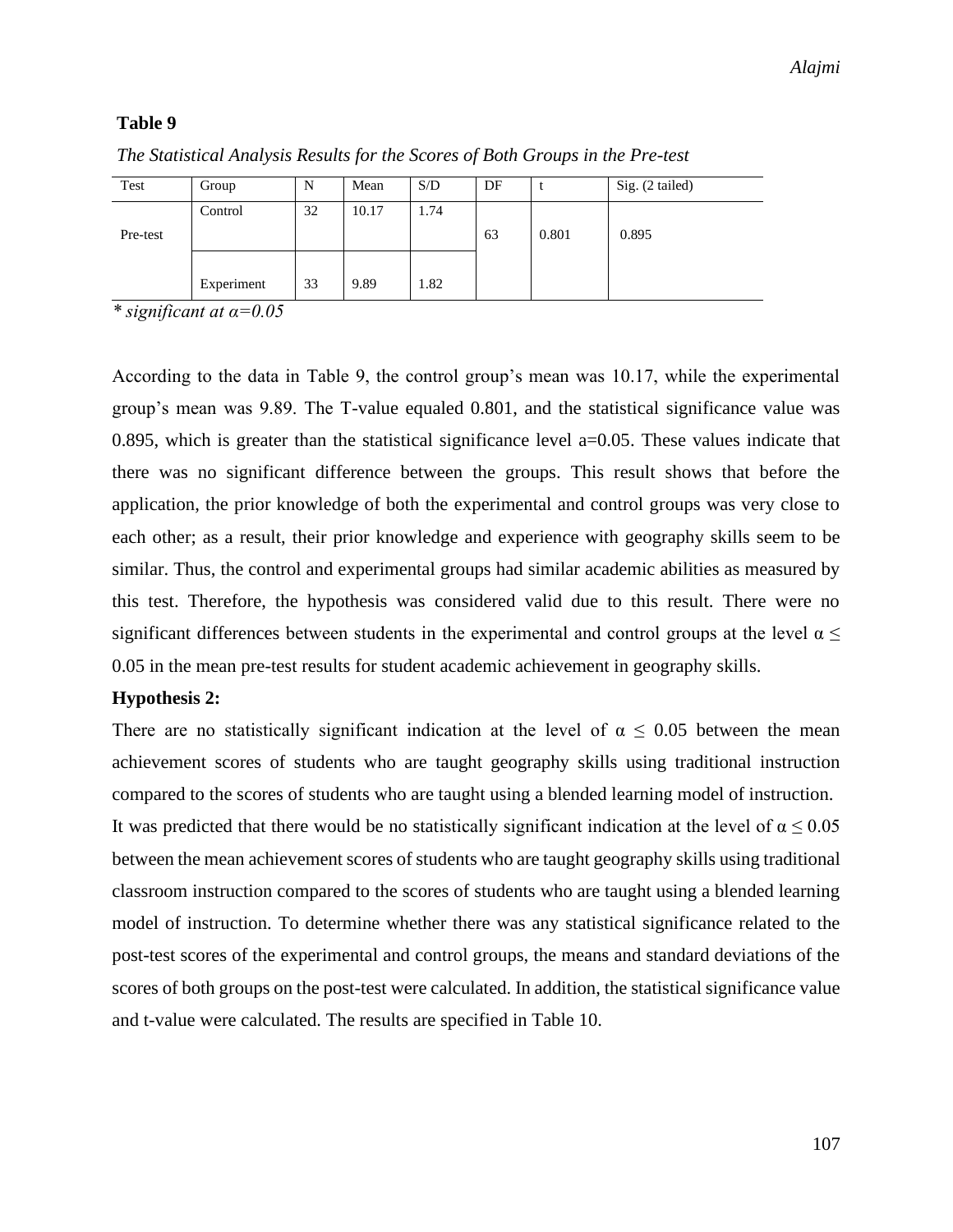**Table 9**

*The Statistical Analysis Results for the Scores of Both Groups in the Pre-test*

| Test | Group | N | Mean | S/D | DF | t | Sig. (2 tailed) |
|---|---|---|---|---|---|---|---|
| Pre-test | Control | 32 | 10.17 | 1.74 | 63 | 0.801 | 0.895 |
| | Experiment | 33 | 9.89 | 1.82 | | | |

*\* significant at α=0.05*

According to the data in Table 9, the control group's mean was 10.17, while the experimental group's mean was 9.89. The T-value equaled 0.801, and the statistical significance value was 0.895, which is greater than the statistical significance level a=0.05. These values indicate that there was no significant difference between the groups. This result shows that before the application, the prior knowledge of both the experimental and control groups was very close to each other; as a result, their prior knowledge and experience with geography skills seem to be similar. Thus, the control and experimental groups had similar academic abilities as measured by this test. Therefore, the hypothesis was considered valid due to this result. There were no significant differences between students in the experimental and control groups at the level $\alpha \leq 0.05$ in the mean pre-test results for student academic achievement in geography skills.

**Hypothesis 2:**

There are no statistically significant indication at the level of $\alpha \leq 0.05$ between the mean achievement scores of students who are taught geography skills using traditional instruction compared to the scores of students who are taught using a blended learning model of instruction.

It was predicted that there would be no statistically significant indication at the level of $\alpha \leq 0.05$ between the mean achievement scores of students who are taught geography skills using traditional classroom instruction compared to the scores of students who are taught using a blended learning model of instruction. To determine whether there was any statistical significance related to the post-test scores of the experimental and control groups, the means and standard deviations of the scores of both groups on the post-test were calculated. In addition, the statistical significance value and t-value were calculated. The results are specified in Table 10.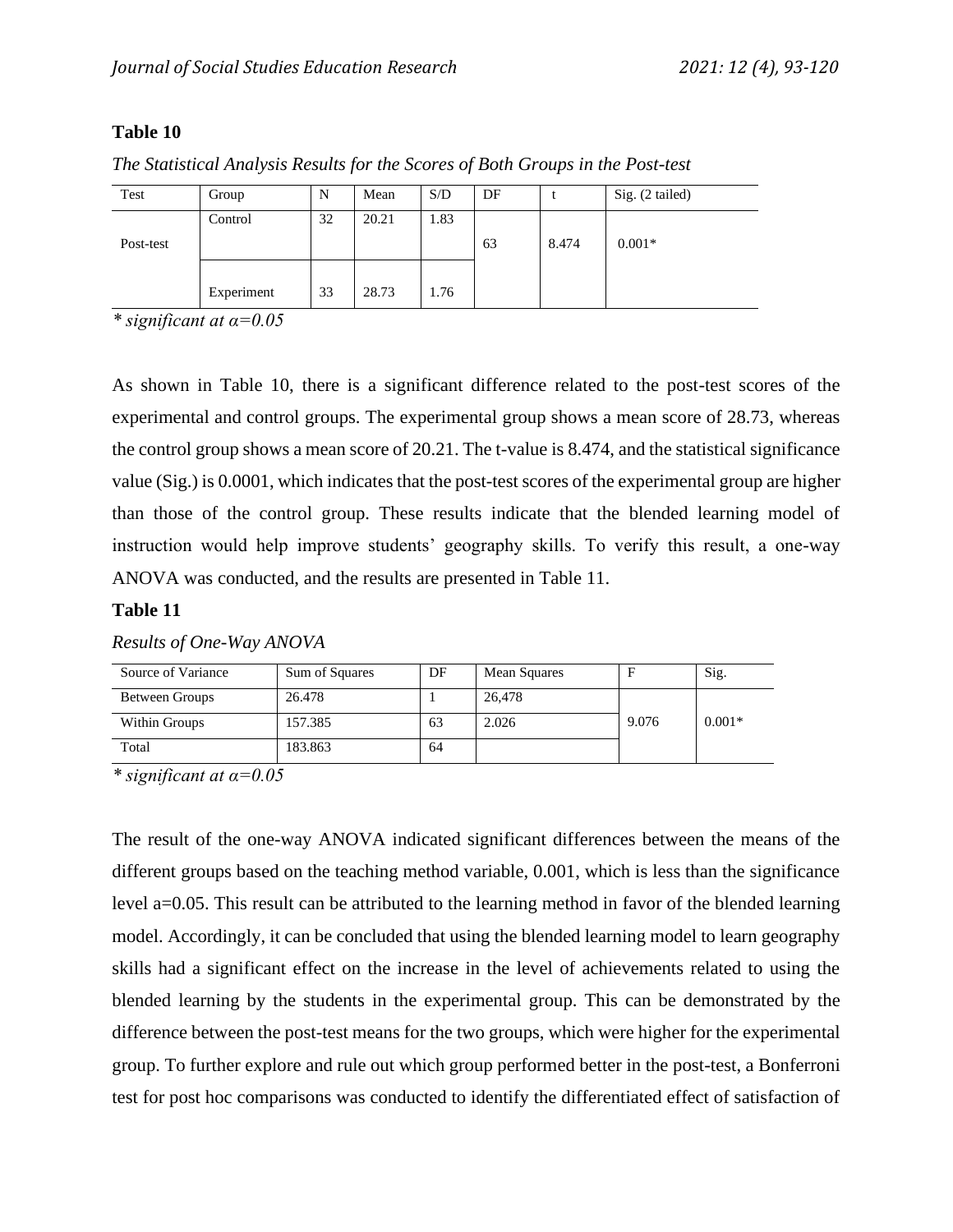**Table 10**

*The Statistical Analysis Results for the Scores of Both Groups in the Post-test*

| Test | Group | N | Mean | S/D | DF | t | Sig. (2 tailed) |
|---|---|---|---|---|---|---|---|
| Post-test | Control | 32 | 20.21 | 1.83 | 63 | 8.474 | 0.001* |
| | Experiment | 33 | 28.73 | 1.76 | | | |

*\* significant at α=0.05*

As shown in Table 10, there is a significant difference related to the post-test scores of the experimental and control groups. The experimental group shows a mean score of 28.73, whereas the control group shows a mean score of 20.21. The t-value is 8.474, and the statistical significance value (Sig.) is 0.0001, which indicates that the post-test scores of the experimental group are higher than those of the control group. These results indicate that the blended learning model of instruction would help improve students' geography skills. To verify this result, a one-way ANOVA was conducted, and the results are presented in Table 11.

**Table 11**

*Results of One-Way ANOVA*

| Source of Variance | Sum of Squares | DF | Mean Squares | F | Sig. |
|---|---|---|---|---|---|
| Between Groups | 26.478 | 1 | 26,478 | 9.076 | 0.001* |
| Within Groups | 157.385 | 63 | 2.026 | | |
| Total | 183.863 | 64 | | | |

*\* significant at α=0.05*

The result of the one-way ANOVA indicated significant differences between the means of the different groups based on the teaching method variable, 0.001, which is less than the significance level a=0.05. This result can be attributed to the learning method in favor of the blended learning model. Accordingly, it can be concluded that using the blended learning model to learn geography skills had a significant effect on the increase in the level of achievements related to using the blended learning by the students in the experimental group. This can be demonstrated by the difference between the post-test means for the two groups, which were higher for the experimental group. To further explore and rule out which group performed better in the post-test, a Bonferroni test for post hoc comparisons was conducted to identify the differentiated effect of satisfaction of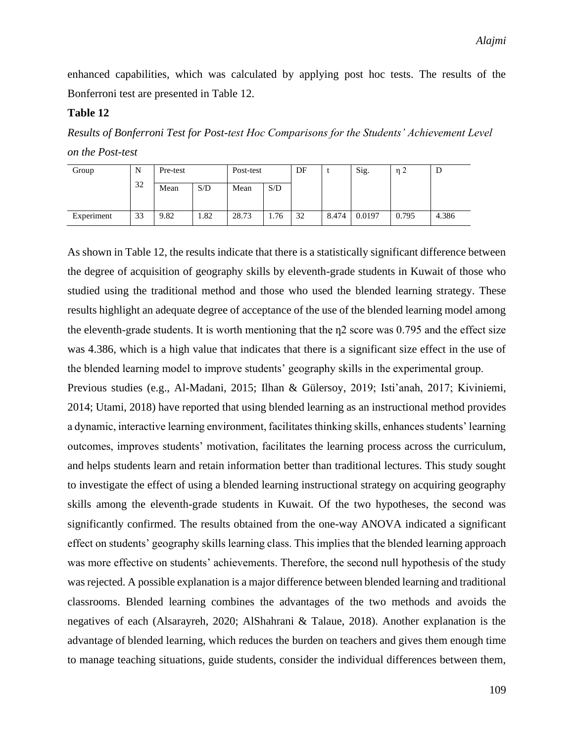enhanced capabilities, which was calculated by applying post hoc tests. The results of the Bonferroni test are presented in Table 12.

**Table 12**

*Results of Bonferroni Test for Post-test Hoc Comparisons for the Students' Achievement Level on the Post-test*

| Group | N<br>32 | Pre-test | | Post-test | | DF | t | Sig. | η 2 | D |
|---|---|---|---|---|---|---|---|---|---|---|
| | | Mean | S/D | Mean | S/D | | | | | |
| Experiment | 33 | 9.82 | 1.82 | 28.73 | 1.76 | 32 | 8.474 | 0.0197 | 0.795 | 4.386 |

As shown in Table 12, the results indicate that there is a statistically significant difference between the degree of acquisition of geography skills by eleventh-grade students in Kuwait of those who studied using the traditional method and those who used the blended learning strategy. These results highlight an adequate degree of acceptance of the use of the blended learning model among the eleventh-grade students. It is worth mentioning that the $\eta^2$ score was 0.795 and the effect size was 4.386, which is a high value that indicates that there is a significant size effect in the use of the blended learning model to improve students' geography skills in the experimental group.

Previous studies (e.g., Al-Madani, 2015; Ilhan & Gülersoy, 2019; Isti'anah, 2017; Kiviniemi, 2014; Utami, 2018) have reported that using blended learning as an instructional method provides a dynamic, interactive learning environment, facilitates thinking skills, enhances students' learning outcomes, improves students' motivation, facilitates the learning process across the curriculum, and helps students learn and retain information better than traditional lectures. This study sought to investigate the effect of using a blended learning instructional strategy on acquiring geography skills among the eleventh-grade students in Kuwait. Of the two hypotheses, the second was significantly confirmed. The results obtained from the one-way ANOVA indicated a significant effect on students' geography skills learning class. This implies that the blended learning approach was more effective on students' achievements. Therefore, the second null hypothesis of the study was rejected. A possible explanation is a major difference between blended learning and traditional classrooms. Blended learning combines the advantages of the two methods and avoids the negatives of each (Alsarayreh, 2020; AlShahrani & Talaue, 2018). Another explanation is the advantage of blended learning, which reduces the burden on teachers and gives them enough time to manage teaching situations, guide students, consider the individual differences between them,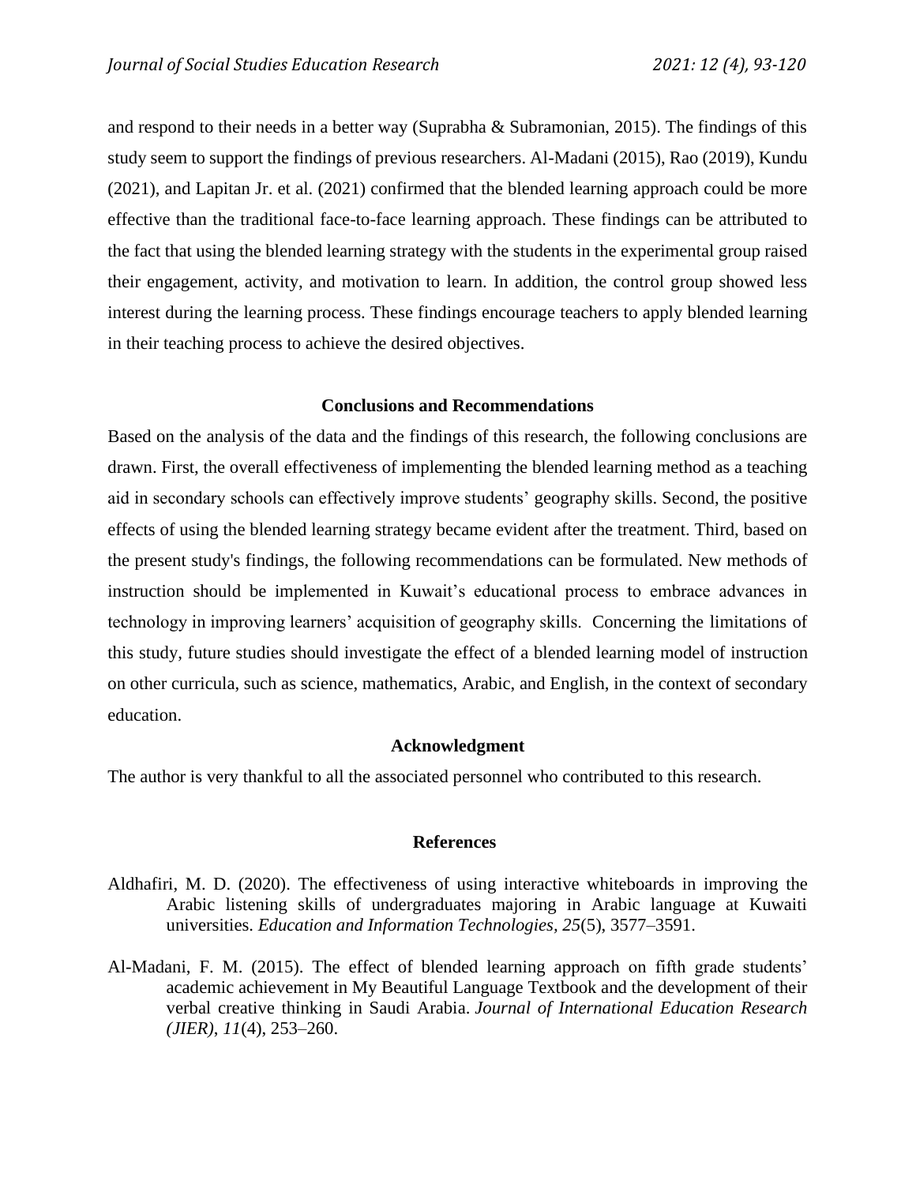and respond to their needs in a better way (Suprabha & Subramonian, 2015). The findings of this study seem to support the findings of previous researchers. Al-Madani (2015), Rao (2019), Kundu (2021), and Lapitan Jr. et al. (2021) confirmed that the blended learning approach could be more effective than the traditional face-to-face learning approach. These findings can be attributed to the fact that using the blended learning strategy with the students in the experimental group raised their engagement, activity, and motivation to learn. In addition, the control group showed less interest during the learning process. These findings encourage teachers to apply blended learning in their teaching process to achieve the desired objectives.

## Conclusions and Recommendations

Based on the analysis of the data and the findings of this research, the following conclusions are drawn. First, the overall effectiveness of implementing the blended learning method as a teaching aid in secondary schools can effectively improve students' geography skills. Second, the positive effects of using the blended learning strategy became evident after the treatment. Third, based on the present study's findings, the following recommendations can be formulated. New methods of instruction should be implemented in Kuwait's educational process to embrace advances in technology in improving learners' acquisition of geography skills. Concerning the limitations of this study, future studies should investigate the effect of a blended learning model of instruction on other curricula, such as science, mathematics, Arabic, and English, in the context of secondary education.

## Acknowledgment

The author is very thankful to all the associated personnel who contributed to this research.

## References

Aldhafiri, M. D. (2020). The effectiveness of using interactive whiteboards in improving the Arabic listening skills of undergraduates majoring in Arabic language at Kuwaiti universities. *Education and Information Technologies, 25*(5), 3577–3591.

Al-Madani, F. M. (2015). The effect of blended learning approach on fifth grade students' academic achievement in My Beautiful Language Textbook and the development of their verbal creative thinking in Saudi Arabia. *Journal of International Education Research (JIER)*, *11*(4), 253–260.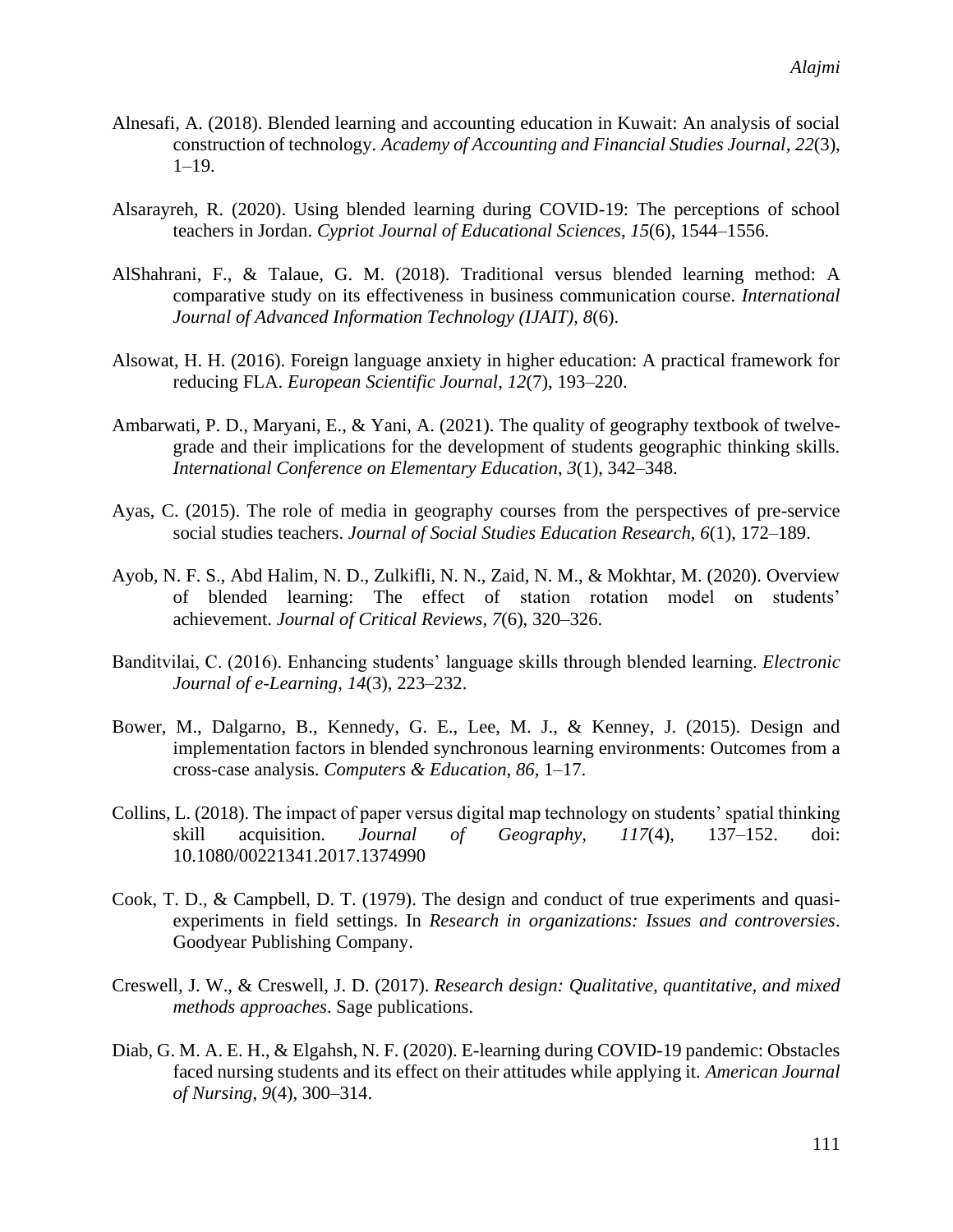Alnesafi, A. (2018). Blended learning and accounting education in Kuwait: An analysis of social construction of technology. *Academy of Accounting and Financial Studies Journal*, *22*(3), 1–19.

Alsarayreh, R. (2020). Using blended learning during COVID-19: The perceptions of school teachers in Jordan. *Cypriot Journal of Educational Sciences*, *15*(6), 1544–1556.

AlShahrani, F., & Talaue, G. M. (2018). Traditional versus blended learning method: A comparative study on its effectiveness in business communication course. *International Journal of Advanced Information Technology (IJAIT)*, *8*(6).

Alsowat, H. H. (2016). Foreign language anxiety in higher education: A practical framework for reducing FLA. *European Scientific Journal*, *12*(7), 193–220.

Ambarwati, P. D., Maryani, E., & Yani, A. (2021). The quality of geography textbook of twelve-grade and their implications for the development of students geographic thinking skills. *International Conference on Elementary Education*, *3*(1), 342–348.

Ayas, C. (2015). The role of media in geography courses from the perspectives of pre-service social studies teachers. *Journal of Social Studies Education Research*, *6*(1), 172–189.

Ayob, N. F. S., Abd Halim, N. D., Zulkifli, N. N., Zaid, N. M., & Mokhtar, M. (2020). Overview of blended learning: The effect of station rotation model on students' achievement. *Journal of Critical Reviews*, *7*(6), 320–326.

Banditvilai, C. (2016). Enhancing students' language skills through blended learning. *Electronic Journal of e-Learning*, *14*(3), 223–232.

Bower, M., Dalgarno, B., Kennedy, G. E., Lee, M. J., & Kenney, J. (2015). Design and implementation factors in blended synchronous learning environments: Outcomes from a cross-case analysis. *Computers & Education*, *86*, 1–17.

Collins, L. (2018). The impact of paper versus digital map technology on students' spatial thinking skill acquisition. *Journal of Geography*, *117*(4), 137–152. doi: 10.1080/00221341.2017.1374990

Cook, T. D., & Campbell, D. T. (1979). The design and conduct of true experiments and quasi-experiments in field settings. In *Research in organizations: Issues and controversies*. Goodyear Publishing Company.

Creswell, J. W., & Creswell, J. D. (2017). *Research design: Qualitative, quantitative, and mixed methods approaches*. Sage publications.

Diab, G. M. A. E. H., & Elgahsh, N. F. (2020). E-learning during COVID-19 pandemic: Obstacles faced nursing students and its effect on their attitudes while applying it. *American Journal of Nursing*, *9*(4), 300–314.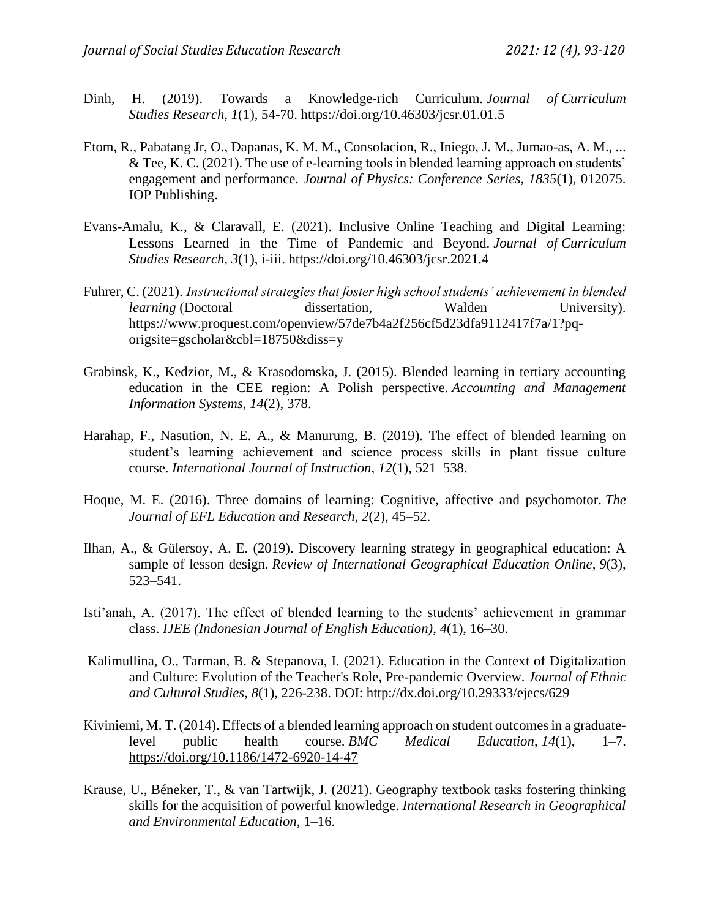Dinh, H. (2019). Towards a Knowledge-rich Curriculum. *Journal of Curriculum Studies Research*, *1*(1), 54-70. https://doi.org/10.46303/jcsr.01.01.5

Etom, R., Pabatang Jr, O., Dapanas, K. M. M., Consolacion, R., Iniego, J. M., Jumao-as, A. M., ... & Tee, K. C. (2021). The use of e-learning tools in blended learning approach on students' engagement and performance. *Journal of Physics: Conference Series*, *1835*(1), 012075. IOP Publishing.

Evans-Amalu, K., & Claravall, E. (2021). Inclusive Online Teaching and Digital Learning: Lessons Learned in the Time of Pandemic and Beyond. *Journal of Curriculum Studies Research*, *3*(1), i-iii. https://doi.org/10.46303/jcsr.2021.4

Fuhrer, C. (2021). *Instructional strategies that foster high school students' achievement in blended learning* (Doctoral dissertation, Walden University). https://www.proquest.com/openview/57de7b4a2f256cf5d23dfa9112417f7a/1?pq-origsite=gscholar&cbl=18750&diss=y

Grabinsk, K., Kedzior, M., & Krasodomska, J. (2015). Blended learning in tertiary accounting education in the CEE region: A Polish perspective. *Accounting and Management Information Systems*, *14*(2), 378.

Harahap, F., Nasution, N. E. A., & Manurung, B. (2019). The effect of blended learning on student's learning achievement and science process skills in plant tissue culture course. *International Journal of Instruction*, *12*(1), 521–538.

Hoque, M. E. (2016). Three domains of learning: Cognitive, affective and psychomotor. *The Journal of EFL Education and Research*, *2*(2), 45–52.

Ilhan, A., & Gülersoy, A. E. (2019). Discovery learning strategy in geographical education: A sample of lesson design. *Review of International Geographical Education Online*, *9*(3), 523–541.

Isti'anah, A. (2017). The effect of blended learning to the students' achievement in grammar class. *IJEE (Indonesian Journal of English Education)*, *4*(1), 16–30.

Kalimullina, O., Tarman, B. & Stepanova, I. (2021). Education in the Context of Digitalization and Culture: Evolution of the Teacher's Role, Pre-pandemic Overview. *Journal of Ethnic and Cultural Studies*, *8*(1), 226-238. DOI: http://dx.doi.org/10.29333/ejecs/629

Kiviniemi, M. T. (2014). Effects of a blended learning approach on student outcomes in a graduate-level public health course. *BMC Medical Education*, *14*(1), 1–7. https://doi.org/10.1186/1472-6920-14-47

Krause, U., Béneker, T., & van Tartwijk, J. (2021). Geography textbook tasks fostering thinking skills for the acquisition of powerful knowledge. *International Research in Geographical and Environmental Education*, 1–16.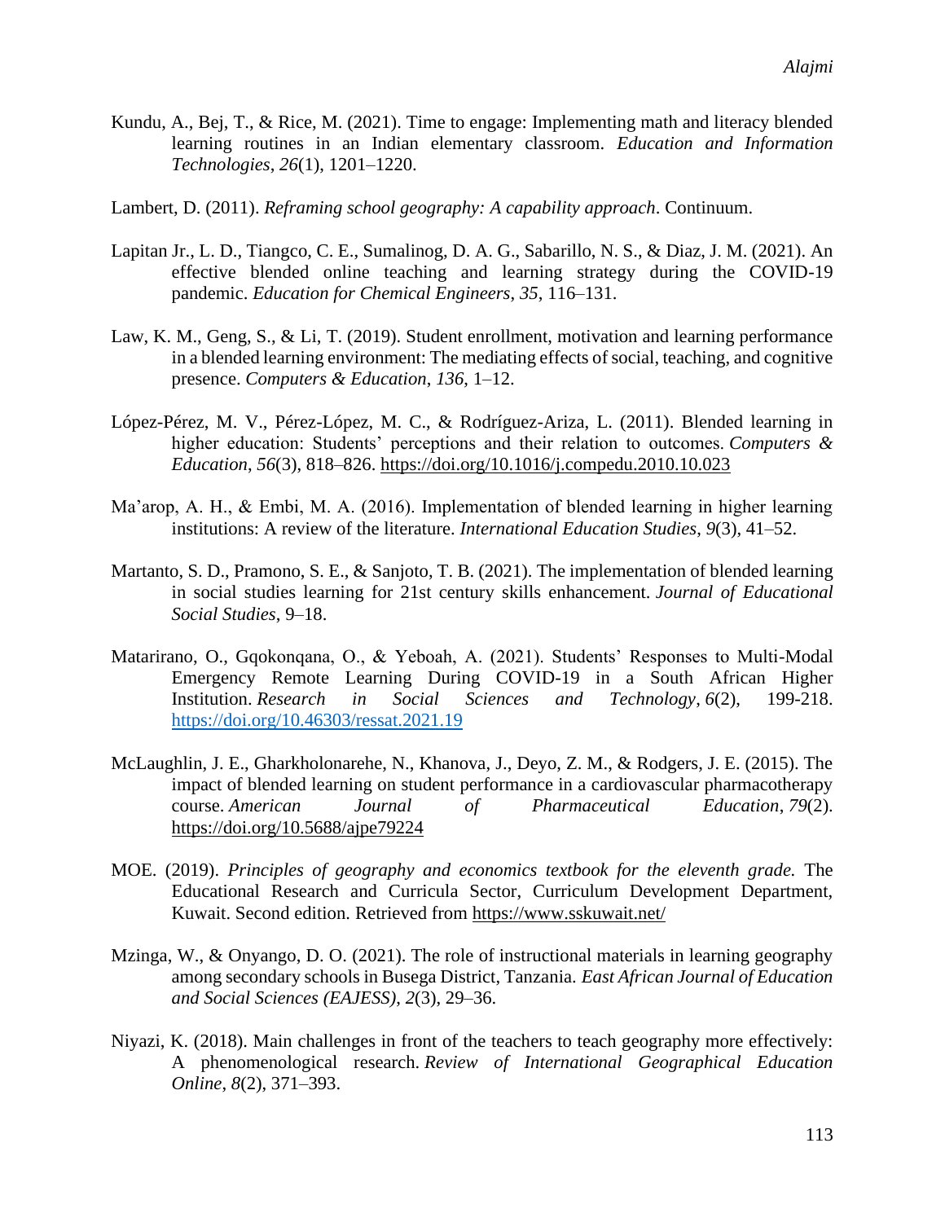Kundu, A., Bej, T., & Rice, M. (2021). Time to engage: Implementing math and literacy blended learning routines in an Indian elementary classroom. *Education and Information Technologies*, *26*(1), 1201–1220.

Lambert, D. (2011). *Reframing school geography: A capability approach*. Continuum.

Lapitan Jr., L. D., Tiangco, C. E., Sumalinog, D. A. G., Sabarillo, N. S., & Diaz, J. M. (2021). An effective blended online teaching and learning strategy during the COVID-19 pandemic. *Education for Chemical Engineers*, *35*, 116–131.

Law, K. M., Geng, S., & Li, T. (2019). Student enrollment, motivation and learning performance in a blended learning environment: The mediating effects of social, teaching, and cognitive presence. *Computers & Education*, *136*, 1–12.

López-Pérez, M. V., Pérez-López, M. C., & Rodríguez-Ariza, L. (2011). Blended learning in higher education: Students' perceptions and their relation to outcomes. *Computers & Education*, *56*(3), 818–826. https://doi.org/10.1016/j.compedu.2010.10.023

Ma'arop, A. H., & Embi, M. A. (2016). Implementation of blended learning in higher learning institutions: A review of the literature. *International Education Studies*, *9*(3), 41–52.

Martanto, S. D., Pramono, S. E., & Sanjoto, T. B. (2021). The implementation of blended learning in social studies learning for 21st century skills enhancement. *Journal of Educational Social Studies*, 9–18.

Matarirano, O., Gqokonqana, O., & Yeboah, A. (2021). Students' Responses to Multi-Modal Emergency Remote Learning During COVID-19 in a South African Higher Institution. *Research in Social Sciences and Technology*, *6*(2), 199-218. https://doi.org/10.46303/ressat.2021.19

McLaughlin, J. E., Gharkholonarehe, N., Khanova, J., Deyo, Z. M., & Rodgers, J. E. (2015). The impact of blended learning on student performance in a cardiovascular pharmacotherapy course. *American Journal of Pharmaceutical Education*, *79*(2). https://doi.org/10.5688/ajpe79224

MOE. (2019). *Principles of geography and economics textbook for the eleventh grade.* The Educational Research and Curricula Sector, Curriculum Development Department, Kuwait. Second edition. Retrieved from https://www.sskuwait.net/

Mzinga, W., & Onyango, D. O. (2021). The role of instructional materials in learning geography among secondary schools in Busega District, Tanzania. *East African Journal of Education and Social Sciences (EAJESS)*, *2*(3), 29–36.

Niyazi, K. (2018). Main challenges in front of the teachers to teach geography more effectively: A phenomenological research. *Review of International Geographical Education Online*, *8*(2), 371–393.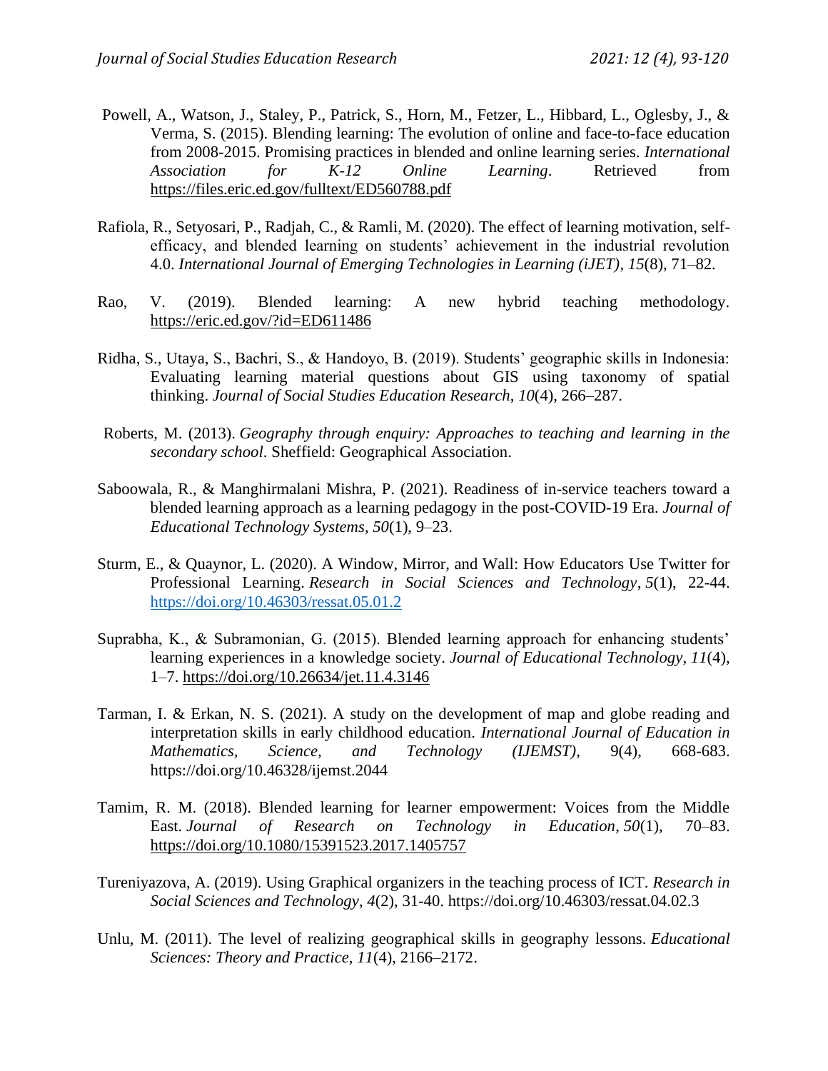Powell, A., Watson, J., Staley, P., Patrick, S., Horn, M., Fetzer, L., Hibbard, L., Oglesby, J., & Verma, S. (2015). Blending learning: The evolution of online and face-to-face education from 2008-2015. Promising practices in blended and online learning series. *International Association for K-12 Online Learning*. Retrieved from https://files.eric.ed.gov/fulltext/ED560788.pdf

Rafiola, R., Setyosari, P., Radjah, C., & Ramli, M. (2020). The effect of learning motivation, self-efficacy, and blended learning on students' achievement in the industrial revolution 4.0. *International Journal of Emerging Technologies in Learning (iJET)*, *15*(8), 71–82.

Rao, V. (2019). Blended learning: A new hybrid teaching methodology. https://eric.ed.gov/?id=ED611486

Ridha, S., Utaya, S., Bachri, S., & Handoyo, B. (2019). Students' geographic skills in Indonesia: Evaluating learning material questions about GIS using taxonomy of spatial thinking. *Journal of Social Studies Education Research*, *10*(4), 266–287.

Roberts, M. (2013). *Geography through enquiry: Approaches to teaching and learning in the secondary school*. Sheffield: Geographical Association.

Saboowala, R., & Manghirmalani Mishra, P. (2021). Readiness of in-service teachers toward a blended learning approach as a learning pedagogy in the post-COVID-19 Era. *Journal of Educational Technology Systems*, *50*(1), 9–23.

Sturm, E., & Quaynor, L. (2020). A Window, Mirror, and Wall: How Educators Use Twitter for Professional Learning. *Research in Social Sciences and Technology*, *5*(1), 22-44. https://doi.org/10.46303/ressat.05.01.2

Suprabha, K., & Subramonian, G. (2015). Blended learning approach for enhancing students' learning experiences in a knowledge society. *Journal of Educational Technology*, *11*(4), 1–7. https://doi.org/10.26634/jet.11.4.3146

Tarman, I. & Erkan, N. S. (2021). A study on the development of map and globe reading and interpretation skills in early childhood education. *International Journal of Education in Mathematics, Science, and Technology (IJEMST)*, 9(4), 668-683. https://doi.org/10.46328/ijemst.2044

Tamim, R. M. (2018). Blended learning for learner empowerment: Voices from the Middle East. *Journal of Research on Technology in Education*, *50*(1), 70–83. https://doi.org/10.1080/15391523.2017.1405757

Tureniyazova, A. (2019). Using Graphical organizers in the teaching process of ICT. *Research in Social Sciences and Technology*, *4*(2), 31-40. https://doi.org/10.46303/ressat.04.02.3

Unlu, M. (2011). The level of realizing geographical skills in geography lessons. *Educational Sciences: Theory and Practice*, *11*(4), 2166–2172.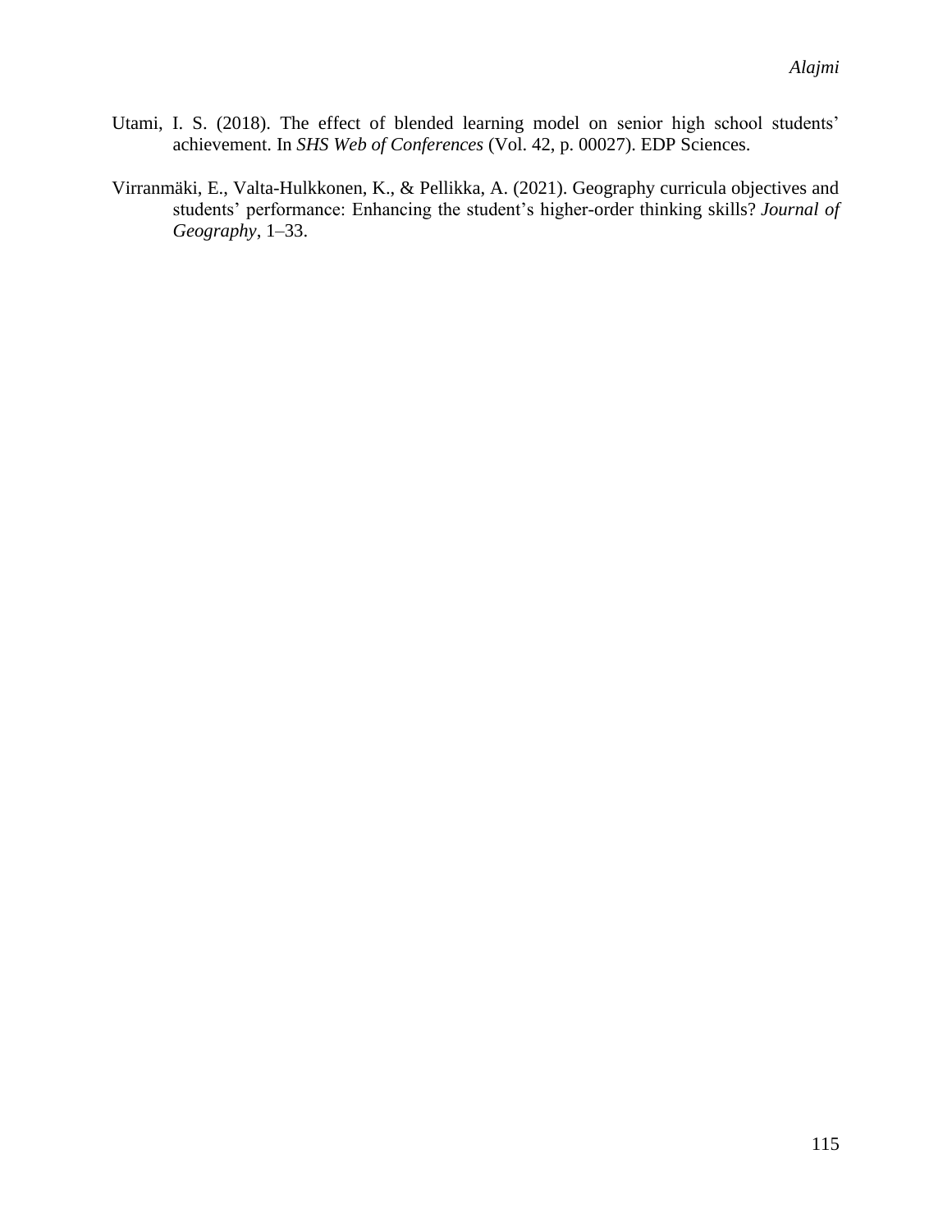Utami, I. S. (2018). The effect of blended learning model on senior high school students' achievement. In *SHS Web of Conferences* (Vol. 42, p. 00027). EDP Sciences.

Virranmäki, E., Valta-Hulkkonen, K., & Pellikka, A. (2021). Geography curricula objectives and students' performance: Enhancing the student's higher-order thinking skills? *Journal of Geography*, 1–33.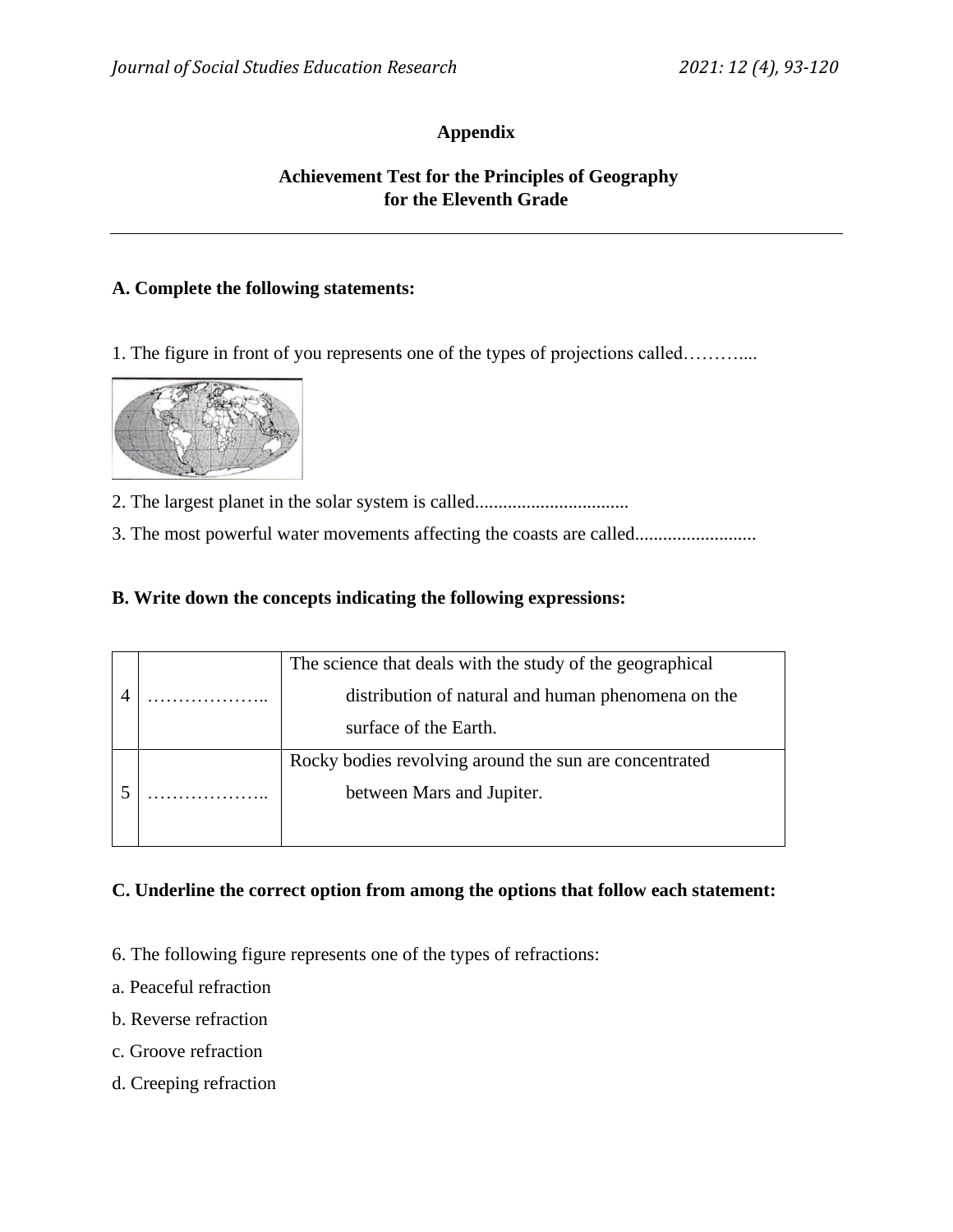**Appendix**

**Achievement Test for the Principles of Geography for the Eleventh Grade**

---

**A. Complete the following statements:**

1. The figure in front of you represents one of the types of projections called………....

2. The largest planet in the solar system is called.................................

3. The most powerful water movements affecting the coasts are called..........................

**B. Write down the concepts indicating the following expressions:**

| | | |
|---|---|---|
| 4 | ……………….. | The science that deals with the study of the geographical distribution of natural and human phenomena on the surface of the Earth. |
| 5 | ……………….. | Rocky bodies revolving around the sun are concentrated between Mars and Jupiter. |

**C. Underline the correct option from among the options that follow each statement:**

6. The following figure represents one of the types of refractions:

a. Peaceful refraction

b. Reverse refraction

c. Groove refraction

d. Creeping refraction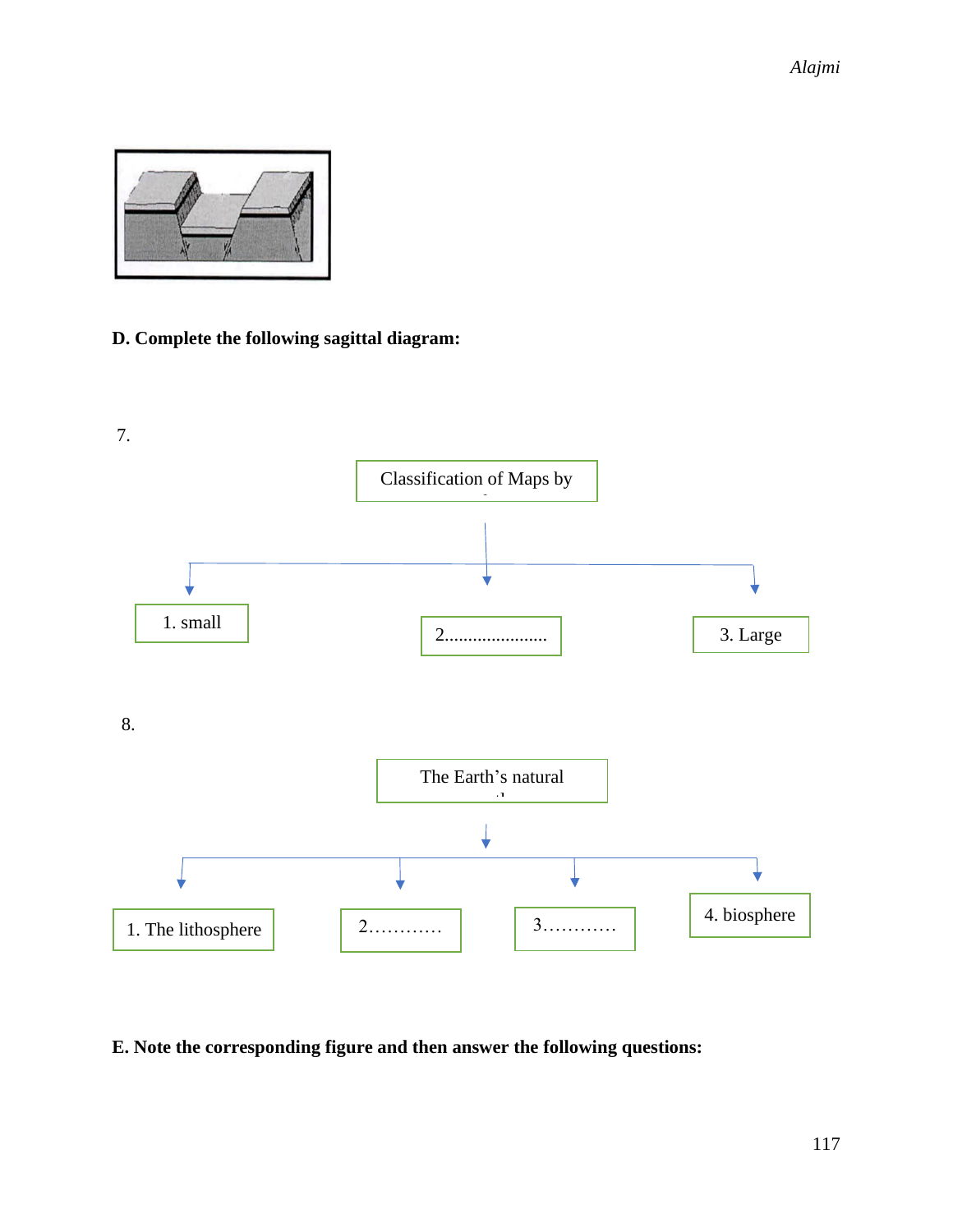**D. Complete the following sagittal diagram:**

7.

Classification of Maps by

1. small
2......................
3. Large

8.

The Earth's natural

1. The lithosphere
2…………
3…………
4. biosphere

**E. Note the corresponding figure and then answer the following questions:**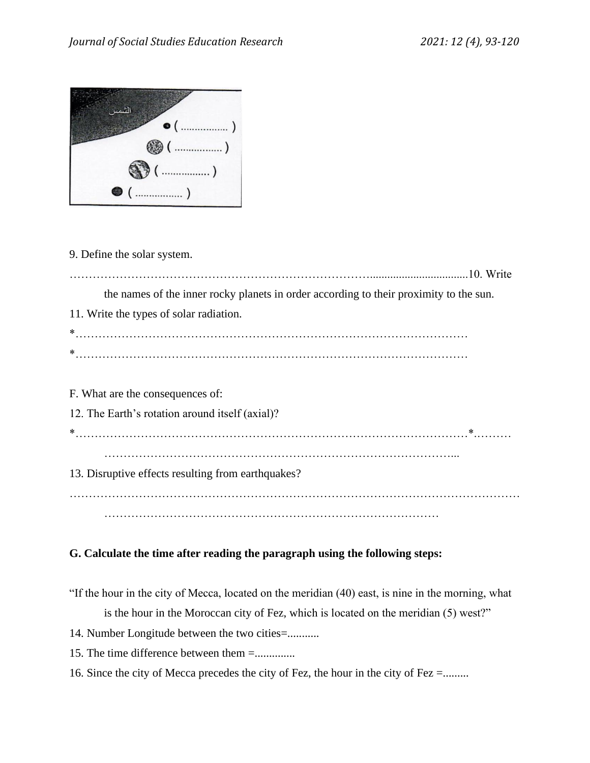9. Define the solar system.

…………………………………………………………………….................................10. Write the names of the inner rocky planets in order according to their proximity to the sun.

11. Write the types of solar radiation.

*…………………………………………………………………………………………

*…………………………………………………………………………………………

F. What are the consequences of:

12. The Earth's rotation around itself (axial)?

*…………………………………………………………………………………………*……… ……………………………………………………………………………...

13. Disruptive effects resulting from earthquakes?

………………………………………………………………………………………………………… …………………………………………………………………………

**G. Calculate the time after reading the paragraph using the following steps:**

"If the hour in the city of Mecca, located on the meridian (40) east, is nine in the morning, what is the hour in the Moroccan city of Fez, which is located on the meridian (5) west?"

14. Number Longitude between the two cities=...........

15. The time difference between them =..............

16. Since the city of Mecca precedes the city of Fez, the hour in the city of Fez =.........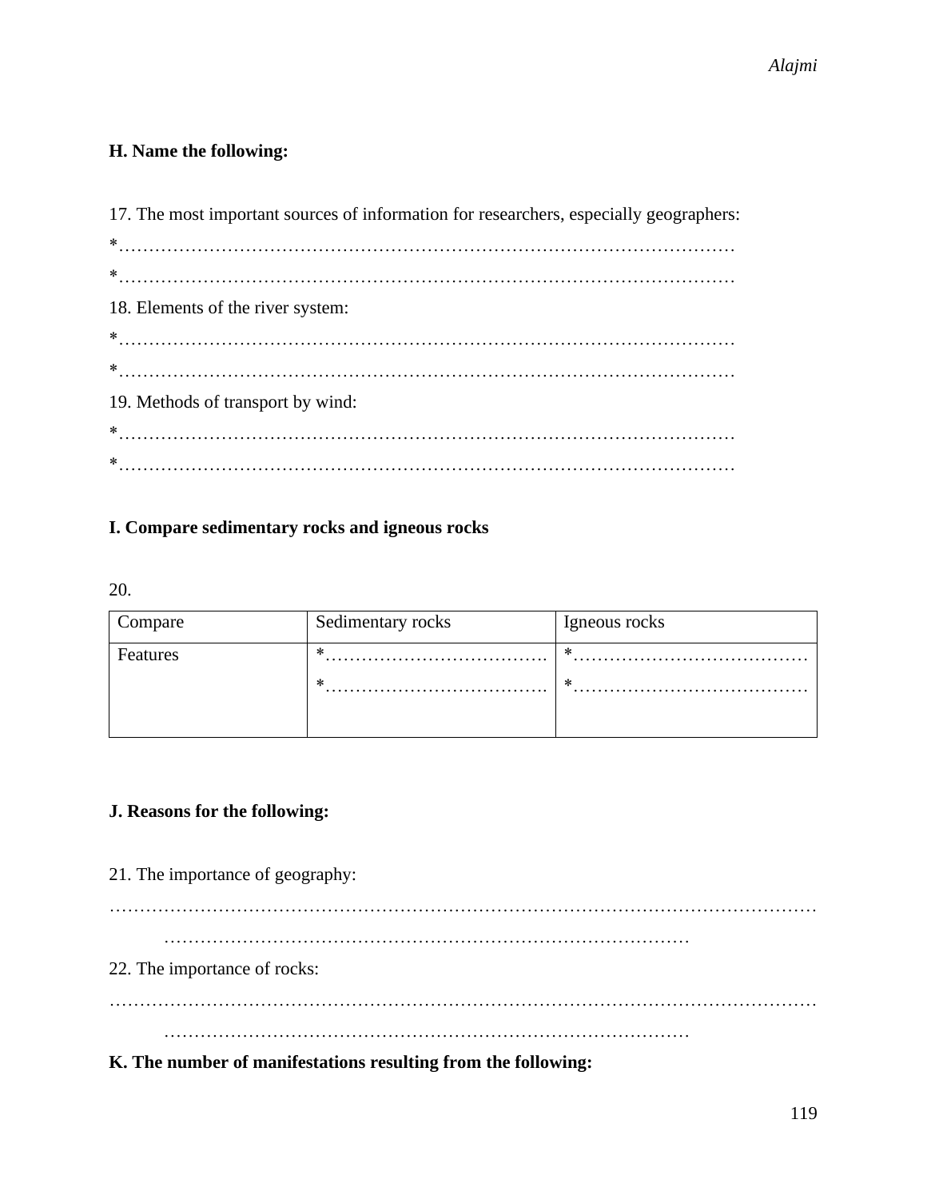**H. Name the following:**

17. The most important sources of information for researchers, especially geographers:

*………………………………………………………………………………………

*………………………………………………………………………………………

18. Elements of the river system:

*………………………………………………………………………………………

*………………………………………………………………………………………

19. Methods of transport by wind:

*………………………………………………………………………………………

*………………………………………………………………………………………

**I. Compare sedimentary rocks and igneous rocks**

20.

| Compare | Sedimentary rocks | Igneous rocks |
|---|---|---|
| Features | *……………………………… *……………………………… | *………………………………… *………………………………… |

**J. Reasons for the following:**

21. The importance of geography:

……………………………………………………………………………………………………

……………………………………………………………………………

22. The importance of rocks:

……………………………………………………………………………………………………

……………………………………………………………………………

**K. The number of manifestations resulting from the following:**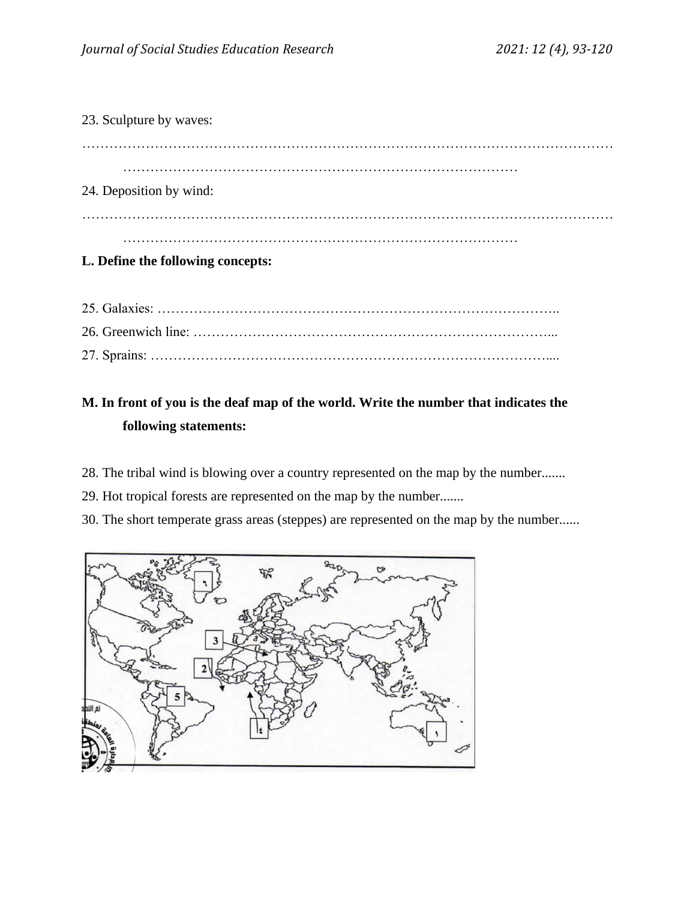23. Sculpture by waves:

……………………………………………………………………………………………………………

………………………………………………………………………………

24. Deposition by wind:

……………………………………………………………………………………………………………

………………………………………………………………………………

**L. Define the following concepts:**

25. Galaxies: ……………………………………………………………………………..

26. Greenwich line: ……………………………………………………………………...

27. Sprains: ……………………………………………………………………………....

**M. In front of you is the deaf map of the world. Write the number that indicates the following statements:**

28. The tribal wind is blowing over a country represented on the map by the number.......

29. Hot tropical forests are represented on the map by the number.......

30. The short temperate grass areas (steppes) are represented on the map by the number......